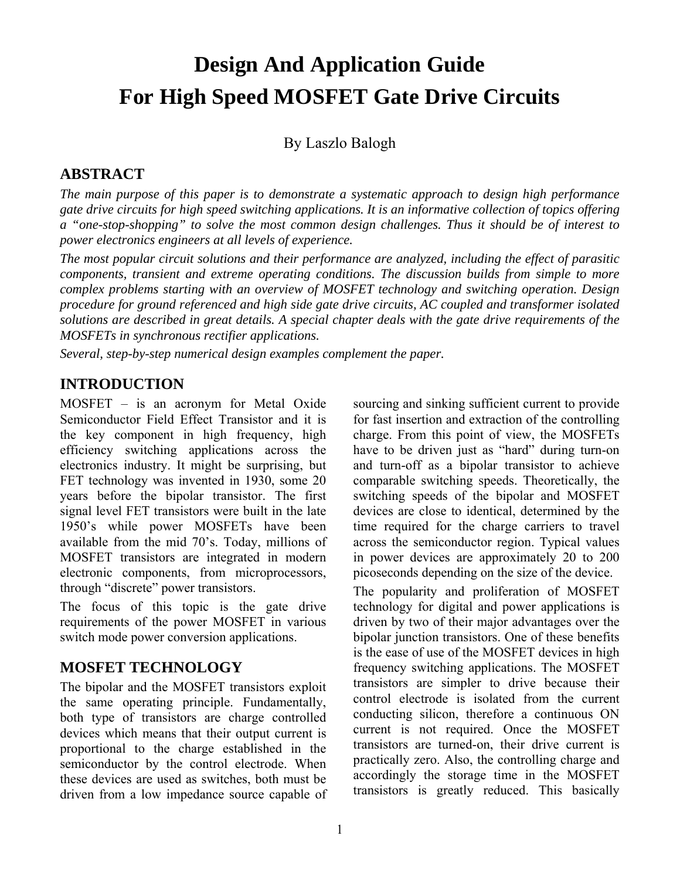# Design And Application Guide For High Speed MOSFET Gate Drive Circuits

By Laszlo Balogh

## ABSTRACT

*The main purpose of this paper is to demonstrate a systematic approach to design high performance gate drive circuits for high speed switching applications. It is an informative collection of topics offering a "one-stop-shopping" to solve the most common design challenges. Thus it should be of interest to power electronics engineers at all levels of experience.*

*The most popular circuit solutions and their performance are analyzed, including the effect of parasitic components, transient and extreme operating conditions. The discussion builds from simple to more complex problems starting with an overview of MOSFET technology and switching operation. Design procedure for ground referenced and high side gate drive circuits, AC coupled and transformer isolated solutions are described in great details. A special chapter deals with the gate drive requirements of the MOSFETs in synchronous rectifier applications.*

*Several, step-by-step numerical design examples complement the paper.*

## INTRODUCTION

MOSFET – is an acronym for Metal Oxide Semiconductor Field Effect Transistor and it is the key component in high frequency, high efficiency switching applications across the electronics industry. It might be surprising, but FET technology was invented in 1930, some 20 years before the bipolar transistor. The first signal level FET transistors were built in the late 1950's while power MOSFETs have been available from the mid 70's. Today, millions of MOSFET transistors are integrated in modern electronic components, from microprocessors, through "discrete" power transistors.

The focus of this topic is the gate drive requirements of the power MOSFET in various switch mode power conversion applications.

## MOSFET TECHNOLOGY

The bipolar and the MOSFET transistors exploit the same operating principle. Fundamentally, both type of transistors are charge controlled devices which means that their output current is proportional to the charge established in the semiconductor by the control electrode. When these devices are used as switches, both must be driven from a low impedance source capable of sourcing and sinking sufficient current to provide for fast insertion and extraction of the controlling charge. From this point of view, the MOSFETs have to be driven just as "hard" during turn-on and turn-off as a bipolar transistor to achieve comparable switching speeds. Theoretically, the switching speeds of the bipolar and MOSFET devices are close to identical, determined by the time required for the charge carriers to travel across the semiconductor region. Typical values in power devices are approximately 20 to 200 picoseconds depending on the size of the device.

The popularity and proliferation of MOSFET technology for digital and power applications is driven by two of their major advantages over the bipolar junction transistors. One of these benefits is the ease of use of the MOSFET devices in high frequency switching applications. The MOSFET transistors are simpler to drive because their control electrode is isolated from the current conducting silicon, therefore a continuous ON current is not required. Once the MOSFET transistors are turned-on, their drive current is practically zero. Also, the controlling charge and accordingly the storage time in the MOSFET transistors is greatly reduced. This basically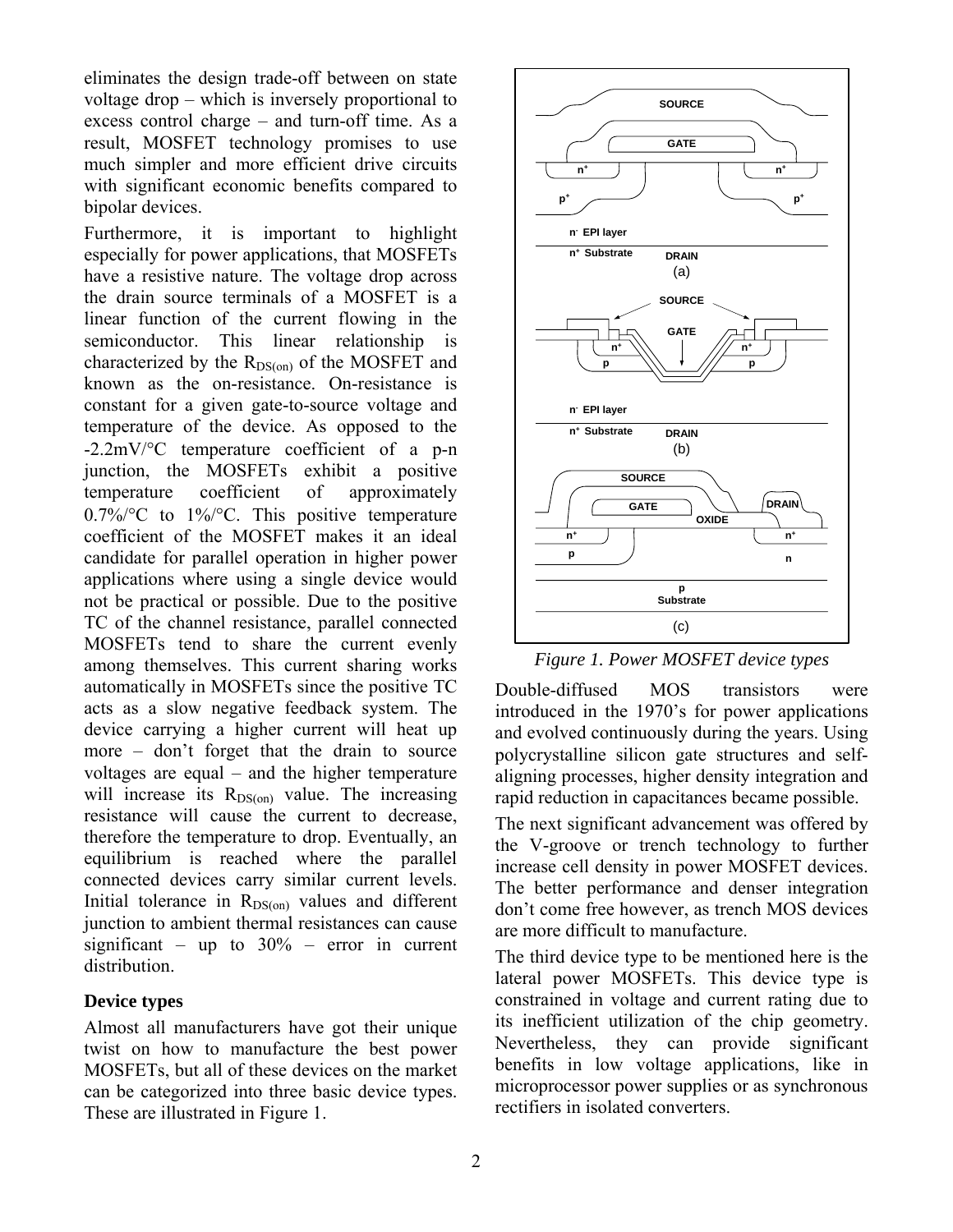eliminates the design trade-off between on state voltage drop – which is inversely proportional to excess control charge – and turn-off time. As a result, MOSFET technology promises to use much simpler and more efficient drive circuits with significant economic benefits compared to bipolar devices.

Furthermore, it is important to highlight especially for power applications, that MOSFETs have a resistive nature. The voltage drop across the drain source terminals of a MOSFET is a linear function of the current flowing in the semiconductor. This linear relationship is characterized by the $R_{DS(on)}$ of the MOSFET and known as the on-resistance. On-resistance is constant for a given gate-to-source voltage and temperature of the device. As opposed to the -2.2mV/°C temperature coefficient of a p-n junction, the MOSFETs exhibit a positive temperature coefficient of approximately 0.7%/°C to 1%/°C. This positive temperature coefficient of the MOSFET makes it an ideal candidate for parallel operation in higher power applications where using a single device would not be practical or possible. Due to the positive TC of the channel resistance, parallel connected MOSFETs tend to share the current evenly among themselves. This current sharing works automatically in MOSFETs since the positive TC acts as a slow negative feedback system. The device carrying a higher current will heat up more – don't forget that the drain to source voltages are equal – and the higher temperature will increase its $R_{DS(on)}$ value. The increasing resistance will cause the current to decrease, therefore the temperature to drop. Eventually, an equilibrium is reached where the parallel connected devices carry similar current levels. Initial tolerance in $R_{DS(on)}$ values and different junction to ambient thermal resistances can cause significant – up to 30% – error in current distribution.

## Device types

Almost all manufacturers have got their unique twist on how to manufacture the best power MOSFETs, but all of these devices on the market can be categorized into three basic device types. These are illustrated in Figure 1.

*Figure 1. Power MOSFET device types*

Double-diffused MOS transistors were introduced in the 1970's for power applications and evolved continuously during the years. Using polycrystalline silicon gate structures and self-aligning processes, higher density integration and rapid reduction in capacitances became possible.

The next significant advancement was offered by the V-groove or trench technology to further increase cell density in power MOSFET devices. The better performance and denser integration don't come free however, as trench MOS devices are more difficult to manufacture.

The third device type to be mentioned here is the lateral power MOSFETs. This device type is constrained in voltage and current rating due to its inefficient utilization of the chip geometry. Nevertheless, they can provide significant benefits in low voltage applications, like in microprocessor power supplies or as synchronous rectifiers in isolated converters.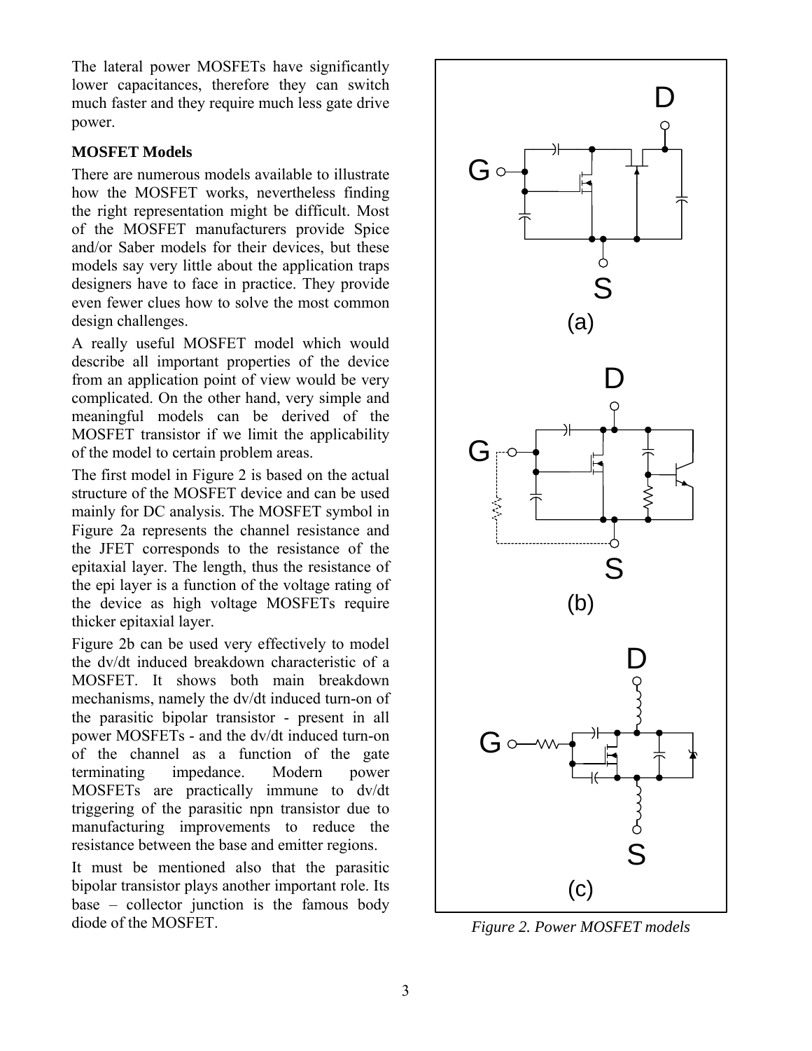The lateral power MOSFETs have significantly lower capacitances, therefore they can switch much faster and they require much less gate drive power.

**MOSFET Models**

There are numerous models available to illustrate how the MOSFET works, nevertheless finding the right representation might be difficult. Most of the MOSFET manufacturers provide Spice and/or Saber models for their devices, but these models say very little about the application traps designers have to face in practice. They provide even fewer clues how to solve the most common design challenges.

A really useful MOSFET model which would describe all important properties of the device from an application point of view would be very complicated. On the other hand, very simple and meaningful models can be derived of the MOSFET transistor if we limit the applicability of the model to certain problem areas.

The first model in Figure 2 is based on the actual structure of the MOSFET device and can be used mainly for DC analysis. The MOSFET symbol in Figure 2a represents the channel resistance and the JFET corresponds to the resistance of the epitaxial layer. The length, thus the resistance of the epi layer is a function of the voltage rating of the device as high voltage MOSFETs require thicker epitaxial layer.

Figure 2b can be used very effectively to model the dv/dt induced breakdown characteristic of a MOSFET. It shows both main breakdown mechanisms, namely the dv/dt induced turn-on of the parasitic bipolar transistor - present in all power MOSFETs - and the dv/dt induced turn-on of the channel as a function of the gate terminating impedance. Modern power MOSFETs are practically immune to dv/dt triggering of the parasitic npn transistor due to manufacturing improvements to reduce the resistance between the base and emitter regions.

It must be mentioned also that the parasitic bipolar transistor plays another important role. Its base – collector junction is the famous body diode of the MOSFET.

*Figure 2. Power MOSFET models*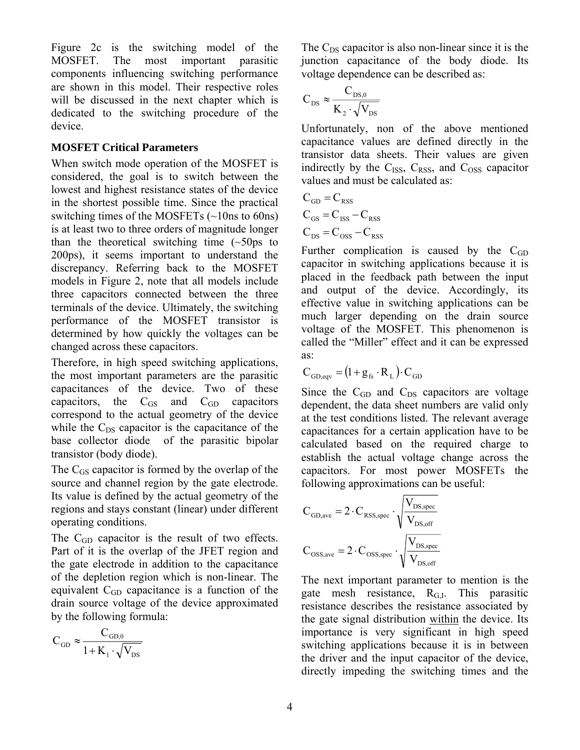Figure 2c is the switching model of the MOSFET. The most important parasitic components influencing switching performance are shown in this model. Their respective roles will be discussed in the next chapter which is dedicated to the switching procedure of the device.

### MOSFET Critical Parameters

When switch mode operation of the MOSFET is considered, the goal is to switch between the lowest and highest resistance states of the device in the shortest possible time. Since the practical switching times of the MOSFETs (~10ns to 60ns) is at least two to three orders of magnitude longer than the theoretical switching time (~50ps to 200ps), it seems important to understand the discrepancy. Referring back to the MOSFET models in Figure 2, note that all models include three capacitors connected between the three terminals of the device. Ultimately, the switching performance of the MOSFET transistor is determined by how quickly the voltages can be changed across these capacitors.

Therefore, in high speed switching applications, the most important parameters are the parasitic capacitances of the device. Two of these capacitors, the $C_{GS}$ and $C_{GD}$ capacitors correspond to the actual geometry of the device while the $C_{DS}$ capacitor is the capacitance of the base collector diode of the parasitic bipolar transistor (body diode).

The $C_{GS}$ capacitor is formed by the overlap of the source and channel region by the gate electrode. Its value is defined by the actual geometry of the regions and stays constant (linear) under different operating conditions.

The $C_{GD}$ capacitor is the result of two effects. Part of it is the overlap of the JFET region and the gate electrode in addition to the capacitance of the depletion region which is non-linear. The equivalent $C_{GD}$ capacitance is a function of the drain source voltage of the device approximated by the following formula:

$$C_{GD} \approx \frac{C_{GD,0}}{1 + K_1 \cdot \sqrt{V_{DS}}}$$

The $C_{DS}$ capacitor is also non-linear since it is the junction capacitance of the body diode. Its voltage dependence can be described as:

$$C_{DS} \approx \frac{C_{DS,0}}{K_2 \cdot \sqrt{V_{DS}}}$$

Unfortunately, non of the above mentioned capacitance values are defined directly in the transistor data sheets. Their values are given indirectly by the $C_{ISS}$, $C_{RSS}$, and $C_{OSS}$ capacitor values and must be calculated as:

$$C_{GD} = C_{RSS}$$

$$C_{GS} = C_{ISS} - C_{RSS}$$

$$C_{DS} = C_{OSS} - C_{RSS}$$

Further complication is caused by the $C_{GD}$ capacitor in switching applications because it is placed in the feedback path between the input and output of the device. Accordingly, its effective value in switching applications can be much larger depending on the drain source voltage of the MOSFET. This phenomenon is called the "Miller" effect and it can be expressed as:

$$C_{GD,eqv} = \left(1 + g_{fs} \cdot R_L\right) \cdot C_{GD}$$

Since the $C_{GD}$ and $C_{DS}$ capacitors are voltage dependent, the data sheet numbers are valid only at the test conditions listed. The relevant average capacitances for a certain application have to be calculated based on the required charge to establish the actual voltage change across the capacitors. For most power MOSFETs the following approximations can be useful:

$$C_{GD,ave} = 2 \cdot C_{RSS,spec} \cdot \sqrt{\frac{V_{DS,spec}}{V_{DS,off}}}$$

$$C_{OSS,ave} = 2 \cdot C_{OSS,spec} \cdot \sqrt{\frac{V_{DS,spec}}{V_{DS,off}}}$$

The next important parameter to mention is the gate mesh resistance, $R_{G,I}$. This parasitic resistance describes the resistance associated by the gate signal distribution <u>within</u> the device. Its importance is very significant in high speed switching applications because it is in between the driver and the input capacitor of the device, directly impeding the switching times and the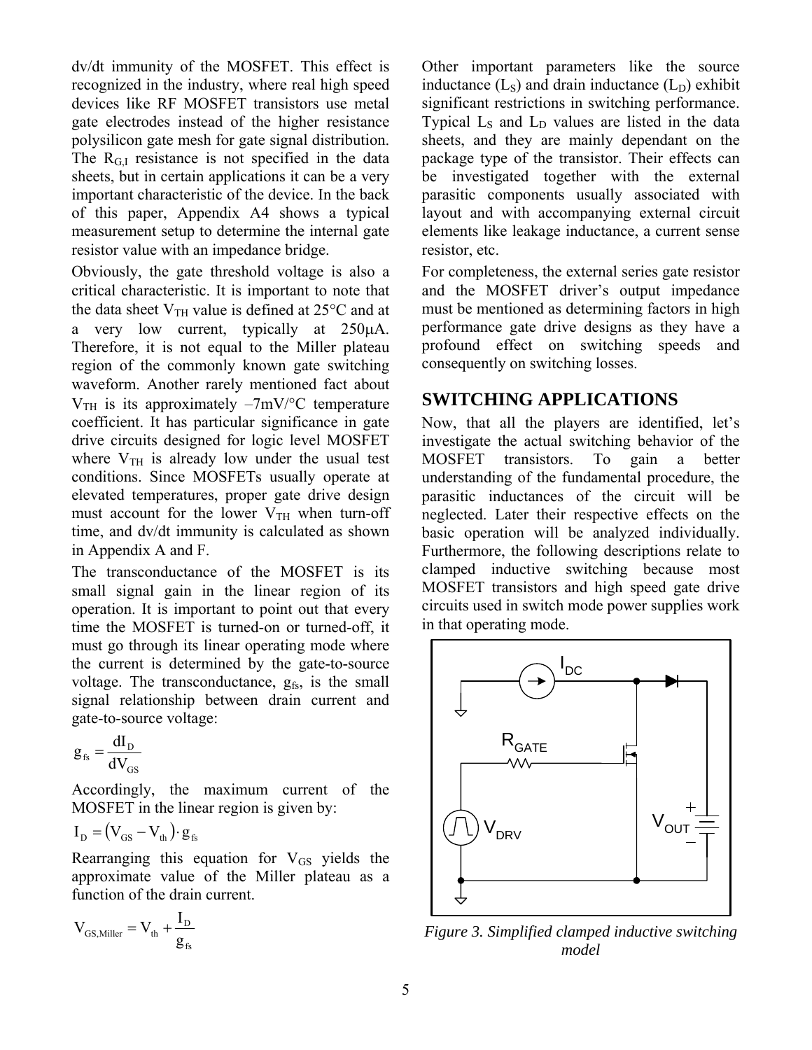dv/dt immunity of the MOSFET. This effect is recognized in the industry, where real high speed devices like RF MOSFET transistors use metal gate electrodes instead of the higher resistance polysilicon gate mesh for gate signal distribution. The $R_{G,I}$ resistance is not specified in the data sheets, but in certain applications it can be a very important characteristic of the device. In the back of this paper, Appendix A4 shows a typical measurement setup to determine the internal gate resistor value with an impedance bridge.

Obviously, the gate threshold voltage is also a critical characteristic. It is important to note that the data sheet $V_{TH}$ value is defined at 25°C and at a very low current, typically at 250μA. Therefore, it is not equal to the Miller plateau region of the commonly known gate switching waveform. Another rarely mentioned fact about $V_{TH}$ is its approximately –7mV/°C temperature coefficient. It has particular significance in gate drive circuits designed for logic level MOSFET where $V_{TH}$ is already low under the usual test conditions. Since MOSFETs usually operate at elevated temperatures, proper gate drive design must account for the lower $V_{TH}$ when turn-off time, and dv/dt immunity is calculated as shown in Appendix A and F.

The transconductance of the MOSFET is its small signal gain in the linear region of its operation. It is important to point out that every time the MOSFET is turned-on or turned-off, it must go through its linear operating mode where the current is determined by the gate-to-source voltage. The transconductance, $g_{fs}$, is the small signal relationship between drain current and gate-to-source voltage:

$$g_{fs} = \frac{dI_D}{dV_{GS}}$$

Accordingly, the maximum current of the MOSFET in the linear region is given by:

$$I_D = (V_{GS} - V_{th}) \cdot g_{fs}$$

Rearranging this equation for $V_{GS}$ yields the approximate value of the Miller plateau as a function of the drain current.

$$V_{GS,Miller} = V_{th} + \frac{I_D}{g_{fs}}$$

Other important parameters like the source inductance ($L_S$) and drain inductance ($L_D$) exhibit significant restrictions in switching performance. Typical $L_S$ and $L_D$ values are listed in the data sheets, and they are mainly dependant on the package type of the transistor. Their effects can be investigated together with the external parasitic components usually associated with layout and with accompanying external circuit elements like leakage inductance, a current sense resistor, etc.

For completeness, the external series gate resistor and the MOSFET driver's output impedance must be mentioned as determining factors in high performance gate drive designs as they have a profound effect on switching speeds and consequently on switching losses.

## SWITCHING APPLICATIONS

Now, that all the players are identified, let's investigate the actual switching behavior of the MOSFET transistors. To gain a better understanding of the fundamental procedure, the parasitic inductances of the circuit will be neglected. Later their respective effects on the basic operation will be analyzed individually. Furthermore, the following descriptions relate to clamped inductive switching because most MOSFET transistors and high speed gate drive circuits used in switch mode power supplies work in that operating mode.

*Figure 3. Simplified clamped inductive switching model*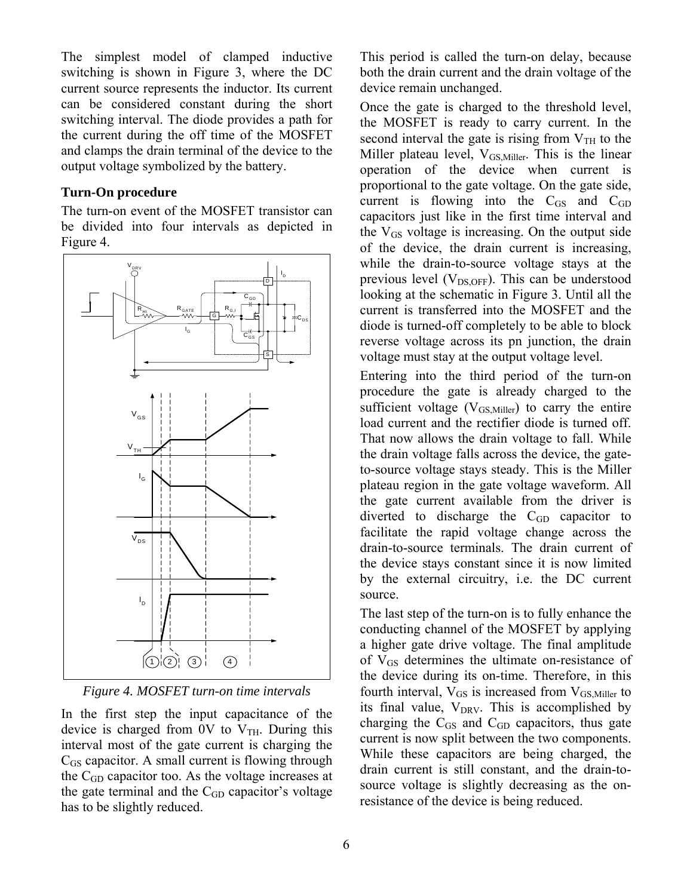The simplest model of clamped inductive switching is shown in Figure 3, where the DC current source represents the inductor. Its current can be considered constant during the short switching interval. The diode provides a path for the current during the off time of the MOSFET and clamps the drain terminal of the device to the output voltage symbolized by the battery.

### Turn-On procedure

The turn-on event of the MOSFET transistor can be divided into four intervals as depicted in Figure 4.

*Figure 4. MOSFET turn-on time intervals*

In the first step the input capacitance of the device is charged from 0V to $V_{TH}$. During this interval most of the gate current is charging the $C_{GS}$ capacitor. A small current is flowing through the $C_{GD}$ capacitor too. As the voltage increases at the gate terminal and the $C_{GD}$ capacitor's voltage has to be slightly reduced.

This period is called the turn-on delay, because both the drain current and the drain voltage of the device remain unchanged.

Once the gate is charged to the threshold level, the MOSFET is ready to carry current. In the second interval the gate is rising from $V_{TH}$ to the Miller plateau level, $V_{GS,Miller}$. This is the linear operation of the device when current is proportional to the gate voltage. On the gate side, current is flowing into the $C_{GS}$ and $C_{GD}$ capacitors just like in the first time interval and the $V_{GS}$ voltage is increasing. On the output side of the device, the drain current is increasing, while the drain-to-source voltage stays at the previous level ($V_{DS,OFF}$). This can be understood looking at the schematic in Figure 3. Until all the current is transferred into the MOSFET and the diode is turned-off completely to be able to block reverse voltage across its pn junction, the drain voltage must stay at the output voltage level.

Entering into the third period of the turn-on procedure the gate is already charged to the sufficient voltage ($V_{GS,Miller}$) to carry the entire load current and the rectifier diode is turned off. That now allows the drain voltage to fall. While the drain voltage falls across the device, the gate-to-source voltage stays steady. This is the Miller plateau region in the gate voltage waveform. All the gate current available from the driver is diverted to discharge the $C_{GD}$ capacitor to facilitate the rapid voltage change across the drain-to-source terminals. The drain current of the device stays constant since it is now limited by the external circuitry, i.e. the DC current source.

The last step of the turn-on is to fully enhance the conducting channel of the MOSFET by applying a higher gate drive voltage. The final amplitude of $V_{GS}$ determines the ultimate on-resistance of the device during its on-time. Therefore, in this fourth interval, $V_{GS}$ is increased from $V_{GS,Miller}$ to its final value, $V_{DRV}$. This is accomplished by charging the $C_{GS}$ and $C_{GD}$ capacitors, thus gate current is now split between the two components. While these capacitors are being charged, the drain current is still constant, and the drain-to-source voltage is slightly decreasing as the on-resistance of the device is being reduced.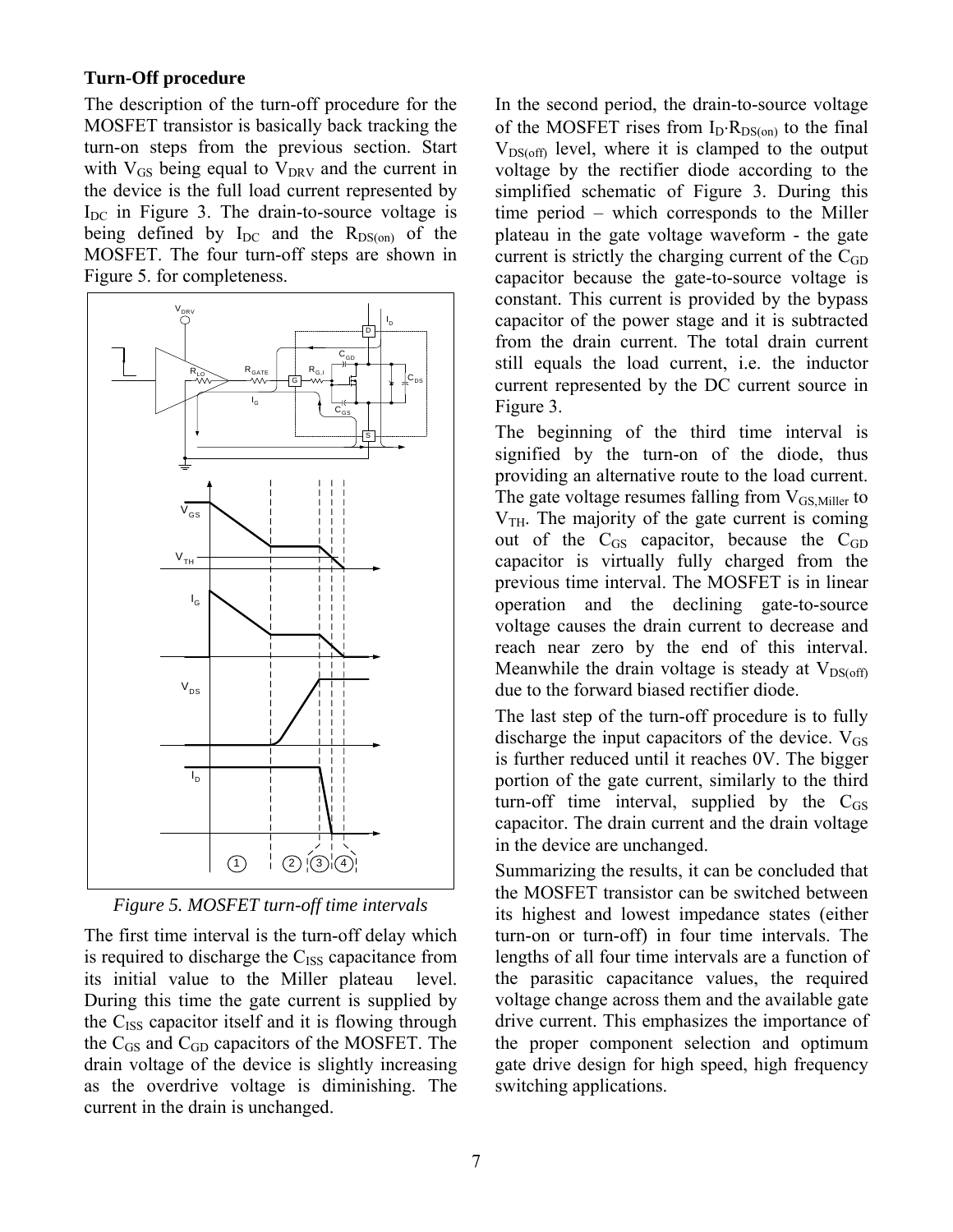### Turn-Off procedure

The description of the turn-off procedure for the MOSFET transistor is basically back tracking the turn-on steps from the previous section. Start with $V_{GS}$ being equal to $V_{DRV}$ and the current in the device is the full load current represented by $I_{DC}$ in Figure 3. The drain-to-source voltage is being defined by $I_{DC}$ and the $R_{DS(on)}$ of the MOSFET. The four turn-off steps are shown in Figure 5. for completeness.

*Figure 5. MOSFET turn-off time intervals*

The first time interval is the turn-off delay which is required to discharge the $C_{ISS}$ capacitance from its initial value to the Miller plateau level. During this time the gate current is supplied by the $C_{ISS}$ capacitor itself and it is flowing through the $C_{GS}$ and $C_{GD}$ capacitors of the MOSFET. The drain voltage of the device is slightly increasing as the overdrive voltage is diminishing. The current in the drain is unchanged.

In the second period, the drain-to-source voltage of the MOSFET rises from $I_D \cdot R_{DS(on)}$ to the final $V_{DS(off)}$ level, where it is clamped to the output voltage by the rectifier diode according to the simplified schematic of Figure 3. During this time period – which corresponds to the Miller plateau in the gate voltage waveform - the gate current is strictly the charging current of the $C_{GD}$ capacitor because the gate-to-source voltage is constant. This current is provided by the bypass capacitor of the power stage and it is subtracted from the drain current. The total drain current still equals the load current, i.e. the inductor current represented by the DC current source in Figure 3.

The beginning of the third time interval is signified by the turn-on of the diode, thus providing an alternative route to the load current. The gate voltage resumes falling from $V_{GS,Miller}$ to $V_{TH}$. The majority of the gate current is coming out of the $C_{GS}$ capacitor, because the $C_{GD}$ capacitor is virtually fully charged from the previous time interval. The MOSFET is in linear operation and the declining gate-to-source voltage causes the drain current to decrease and reach near zero by the end of this interval. Meanwhile the drain voltage is steady at $V_{DS(off)}$ due to the forward biased rectifier diode.

The last step of the turn-off procedure is to fully discharge the input capacitors of the device. $V_{GS}$ is further reduced until it reaches 0V. The bigger portion of the gate current, similarly to the third turn-off time interval, supplied by the $C_{GS}$ capacitor. The drain current and the drain voltage in the device are unchanged.

Summarizing the results, it can be concluded that the MOSFET transistor can be switched between its highest and lowest impedance states (either turn-on or turn-off) in four time intervals. The lengths of all four time intervals are a function of the parasitic capacitance values, the required voltage change across them and the available gate drive current. This emphasizes the importance of the proper component selection and optimum gate drive design for high speed, high frequency switching applications.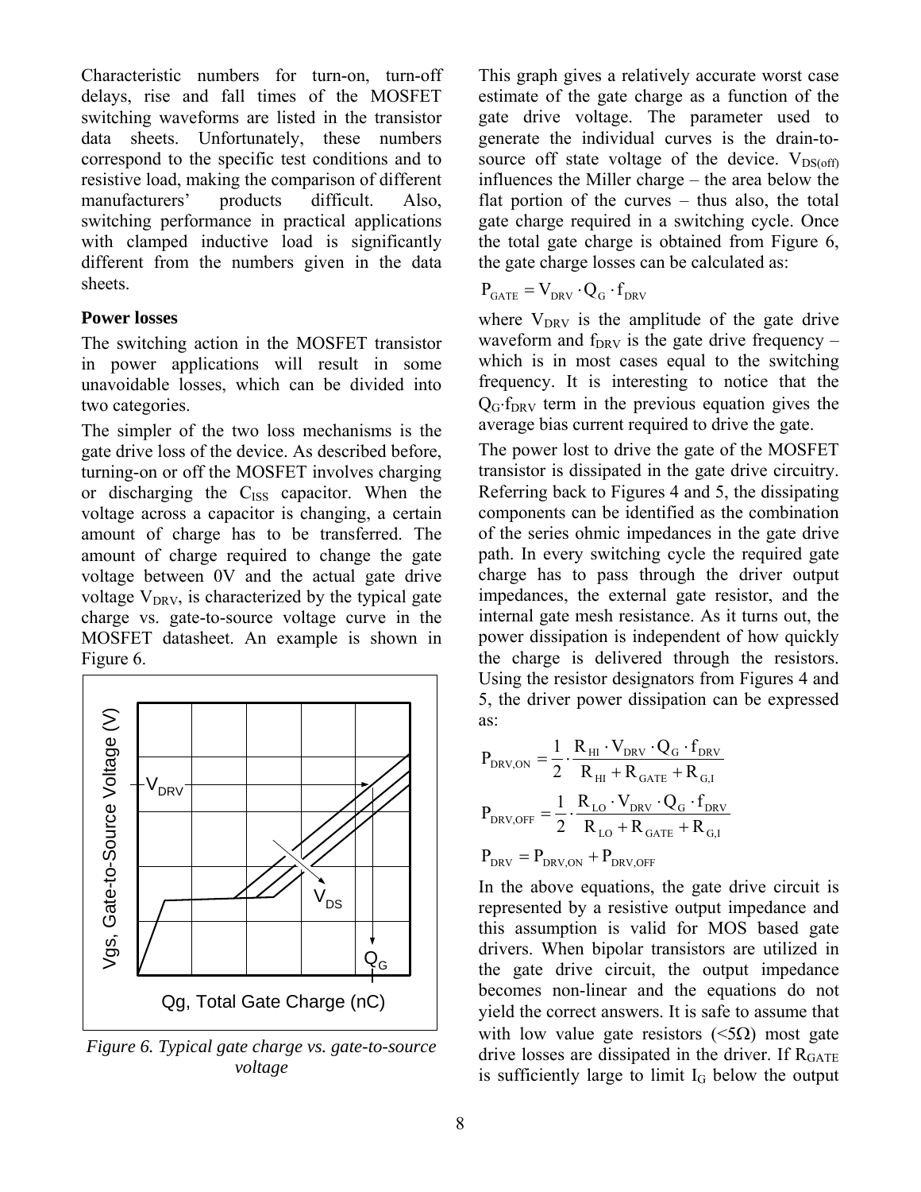Characteristic numbers for turn-on, turn-off delays, rise and fall times of the MOSFET switching waveforms are listed in the transistor data sheets. Unfortunately, these numbers correspond to the specific test conditions and to resistive load, making the comparison of different manufacturers' products difficult. Also, switching performance in practical applications with clamped inductive load is significantly different from the numbers given in the data sheets.

**Power losses**

The switching action in the MOSFET transistor in power applications will result in some unavoidable losses, which can be divided into two categories.

The simpler of the two loss mechanisms is the gate drive loss of the device. As described before, turning-on or off the MOSFET involves charging or discharging the $C_{ISS}$ capacitor. When the voltage across a capacitor is changing, a certain amount of charge has to be transferred. The amount of charge required to change the gate voltage between 0V and the actual gate drive voltage $V_{DRV}$, is characterized by the typical gate charge vs. gate-to-source voltage curve in the MOSFET datasheet. An example is shown in Figure 6.

*Figure 6. Typical gate charge vs. gate-to-source voltage*

This graph gives a relatively accurate worst case estimate of the gate charge as a function of the gate drive voltage. The parameter used to generate the individual curves is the drain-to-source off state voltage of the device. $V_{DS(off)}$ influences the Miller charge – the area below the flat portion of the curves – thus also, the total gate charge required in a switching cycle. Once the total gate charge is obtained from Figure 6, the gate charge losses can be calculated as:

$$P_{GATE} = V_{DRV} \cdot Q_G \cdot f_{DRV}$$

where $V_{DRV}$ is the amplitude of the gate drive waveform and $f_{DRV}$ is the gate drive frequency – which is in most cases equal to the switching frequency. It is interesting to notice that the $Q_G \cdot f_{DRV}$ term in the previous equation gives the average bias current required to drive the gate.

The power lost to drive the gate of the MOSFET transistor is dissipated in the gate drive circuitry. Referring back to Figures 4 and 5, the dissipating components can be identified as the combination of the series ohmic impedances in the gate drive path. In every switching cycle the required gate charge has to pass through the driver output impedances, the external gate resistor, and the internal gate mesh resistance. As it turns out, the power dissipation is independent of how quickly the charge is delivered through the resistors. Using the resistor designators from Figures 4 and 5, the driver power dissipation can be expressed as:

$$P_{DRV,ON} = \frac{1}{2} \cdot \frac{R_{HI} \cdot V_{DRV} \cdot Q_G \cdot f_{DRV}}{R_{HI} + R_{GATE} + R_{G,I}}$$

$$P_{DRV,OFF} = \frac{1}{2} \cdot \frac{R_{LO} \cdot V_{DRV} \cdot Q_G \cdot f_{DRV}}{R_{LO} + R_{GATE} + R_{G,I}}$$

$$P_{DRV} = P_{DRV,ON} + P_{DRV,OFF}$$

In the above equations, the gate drive circuit is represented by a resistive output impedance and this assumption is valid for MOS based gate drivers. When bipolar transistors are utilized in the gate drive circuit, the output impedance becomes non-linear and the equations do not yield the correct answers. It is safe to assume that with low value gate resistors (<5Ω) most gate drive losses are dissipated in the driver. If $R_{GATE}$ is sufficiently large to limit $I_G$ below the output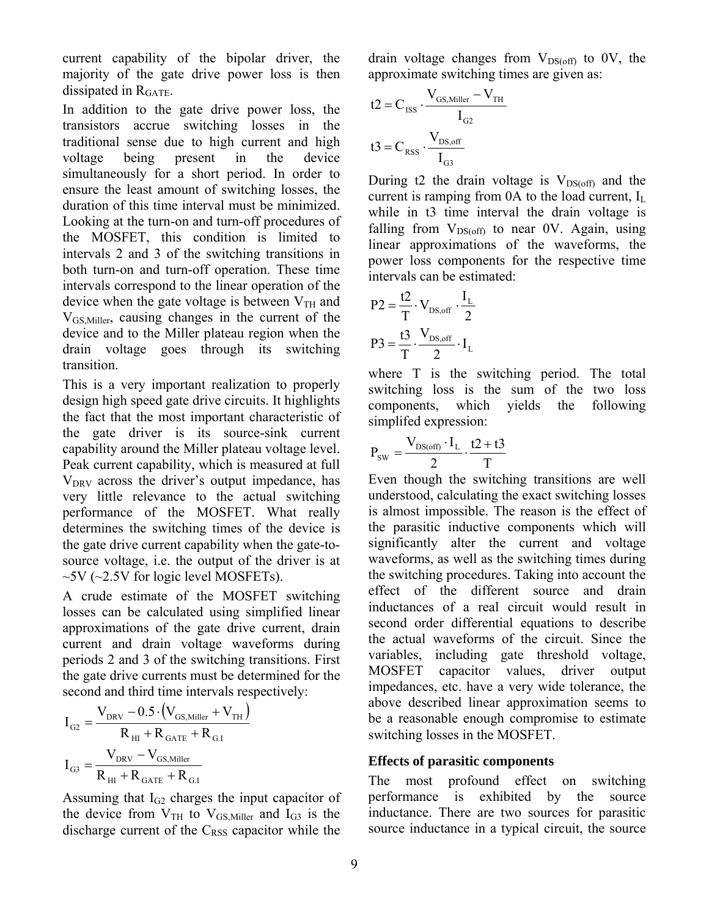current capability of the bipolar driver, the majority of the gate drive power loss is then dissipated in $R_{GATE}$.

In addition to the gate drive power loss, the transistors accrue switching losses in the traditional sense due to high current and high voltage being present in the device simultaneously for a short period. In order to ensure the least amount of switching losses, the duration of this time interval must be minimized. Looking at the turn-on and turn-off procedures of the MOSFET, this condition is limited to intervals 2 and 3 of the switching transitions in both turn-on and turn-off operation. These time intervals correspond to the linear operation of the device when the gate voltage is between $V_{TH}$ and $V_{GS,Miller}$, causing changes in the current of the device and to the Miller plateau region when the drain voltage goes through its switching transition.

This is a very important realization to properly design high speed gate drive circuits. It highlights the fact that the most important characteristic of the gate driver is its source-sink current capability around the Miller plateau voltage level. Peak current capability, which is measured at full $V_{DRV}$ across the driver's output impedance, has very little relevance to the actual switching performance of the MOSFET. What really determines the switching times of the device is the gate drive current capability when the gate-to-source voltage, i.e. the output of the driver is at ~5V (~2.5V for logic level MOSFETs).

A crude estimate of the MOSFET switching losses can be calculated using simplified linear approximations of the gate drive current, drain current and drain voltage waveforms during periods 2 and 3 of the switching transitions. First the gate drive currents must be determined for the second and third time intervals respectively:

$$I_{G2} = \frac{V_{DRV} - 0.5 \cdot \left(V_{GS,Miller} + V_{TH}\right)}{R_{HI} + R_{GATE} + R_{G.I}}$$

$$I_{G3} = \frac{V_{DRV} - V_{GS,Miller}}{R_{HI} + R_{GATE} + R_{G.I}}$$

Assuming that $I_{G2}$ charges the input capacitor of the device from $V_{TH}$ to $V_{GS,Miller}$ and $I_{G3}$ is the discharge current of the $C_{RSS}$ capacitor while the drain voltage changes from $V_{DS(off)}$ to 0V, the approximate switching times are given as:

$$t2 = C_{ISS} \cdot \frac{V_{GS,Miller} - V_{TH}}{I_{G2}}$$

$$t3 = C_{RSS} \cdot \frac{V_{DS,off}}{I_{G3}}$$

During t2 the drain voltage is $V_{DS(off)}$ and the current is ramping from 0A to the load current, $I_L$ while in t3 time interval the drain voltage is falling from $V_{DS(off)}$ to near 0V. Again, using linear approximations of the waveforms, the power loss components for the respective time intervals can be estimated:

$$P2 = \frac{t2}{T} \cdot V_{DS,off} \cdot \frac{I_L}{2}$$

$$P3 = \frac{t3}{T} \cdot \frac{V_{DS,off}}{2} \cdot I_L$$

where T is the switching period. The total switching loss is the sum of the two loss components, which yields the following simplifed expression:

$$P_{SW} = \frac{V_{DS(off)} \cdot I_L}{2} \cdot \frac{t2 + t3}{T}$$

Even though the switching transitions are well understood, calculating the exact switching losses is almost impossible. The reason is the effect of the parasitic inductive components which will significantly alter the current and voltage waveforms, as well as the switching times during the switching procedures. Taking into account the effect of the different source and drain inductances of a real circuit would result in second order differential equations to describe the actual waveforms of the circuit. Since the variables, including gate threshold voltage, MOSFET capacitor values, driver output impedances, etc. have a very wide tolerance, the above described linear approximation seems to be a reasonable enough compromise to estimate switching losses in the MOSFET.

### Effects of parasitic components

The most profound effect on switching performance is exhibited by the source inductance. There are two sources for parasitic source inductance in a typical circuit, the source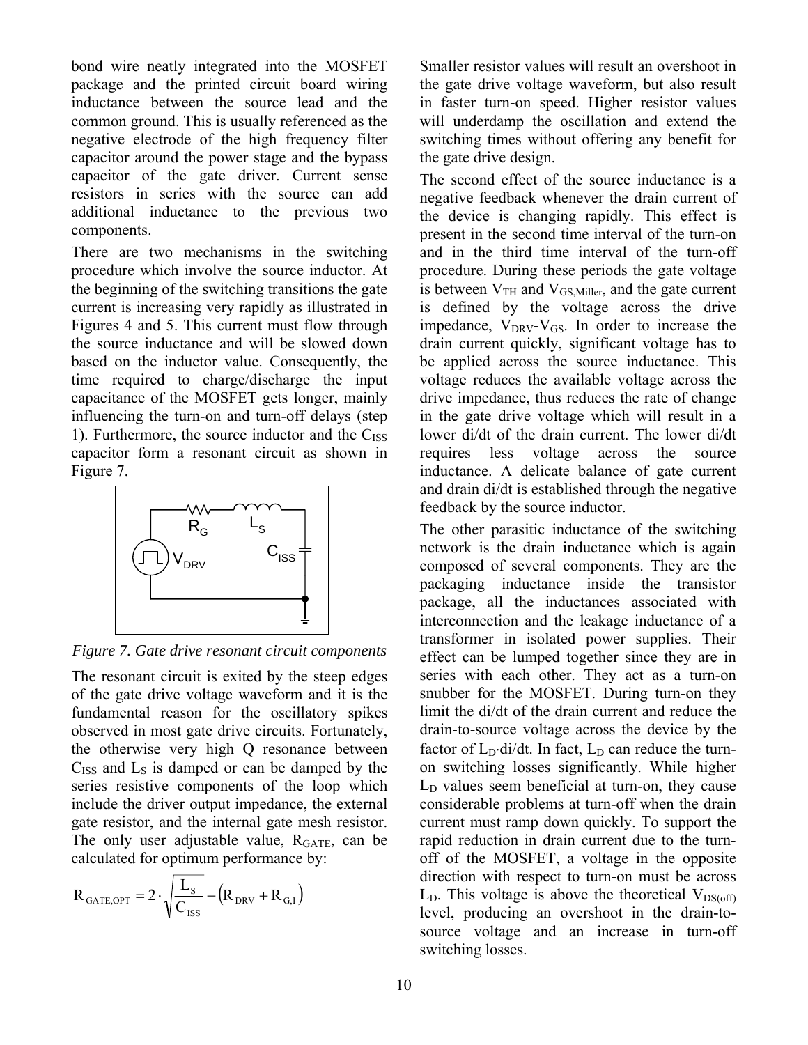bond wire neatly integrated into the MOSFET package and the printed circuit board wiring inductance between the source lead and the common ground. This is usually referenced as the negative electrode of the high frequency filter capacitor around the power stage and the bypass capacitor of the gate driver. Current sense resistors in series with the source can add additional inductance to the previous two components.

There are two mechanisms in the switching procedure which involve the source inductor. At the beginning of the switching transitions the gate current is increasing very rapidly as illustrated in Figures 4 and 5. This current must flow through the source inductance and will be slowed down based on the inductor value. Consequently, the time required to charge/discharge the input capacitance of the MOSFET gets longer, mainly influencing the turn-on and turn-off delays (step 1). Furthermore, the source inductor and the $C_{ISS}$ capacitor form a resonant circuit as shown in Figure 7.

*Figure 7. Gate drive resonant circuit components*

The resonant circuit is exited by the steep edges of the gate drive voltage waveform and it is the fundamental reason for the oscillatory spikes observed in most gate drive circuits. Fortunately, the otherwise very high Q resonance between $C_{ISS}$ and $L_S$ is damped or can be damped by the series resistive components of the loop which include the driver output impedance, the external gate resistor, and the internal gate mesh resistor. The only user adjustable value, $R_{GATE}$, can be calculated for optimum performance by:

$$R_{GATE,OPT} = 2 \cdot \sqrt{\frac{L_S}{C_{ISS}}} - \left(R_{DRV} + R_{G,I}\right)$$

Smaller resistor values will result an overshoot in the gate drive voltage waveform, but also result in faster turn-on speed. Higher resistor values will underdamp the oscillation and extend the switching times without offering any benefit for the gate drive design.

The second effect of the source inductance is a negative feedback whenever the drain current of the device is changing rapidly. This effect is present in the second time interval of the turn-on and in the third time interval of the turn-off procedure. During these periods the gate voltage is between $V_{TH}$ and $V_{GS,Miller}$, and the gate current is defined by the voltage across the drive impedance, $V_{DRV}$-$V_{GS}$. In order to increase the drain current quickly, significant voltage has to be applied across the source inductance. This voltage reduces the available voltage across the drive impedance, thus reduces the rate of change in the gate drive voltage which will result in a lower di/dt of the drain current. The lower di/dt requires less voltage across the source inductance. A delicate balance of gate current and drain di/dt is established through the negative feedback by the source inductor.

The other parasitic inductance of the switching network is the drain inductance which is again composed of several components. They are the packaging inductance inside the transistor package, all the inductances associated with interconnection and the leakage inductance of a transformer in isolated power supplies. Their effect can be lumped together since they are in series with each other. They act as a turn-on snubber for the MOSFET. During turn-on they limit the di/dt of the drain current and reduce the drain-to-source voltage across the device by the factor of $L_D \cdot di/dt$. In fact, $L_D$ can reduce the turn-on switching losses significantly. While higher $L_D$ values seem beneficial at turn-on, they cause considerable problems at turn-off when the drain current must ramp down quickly. To support the rapid reduction in drain current due to the turn-off of the MOSFET, a voltage in the opposite direction with respect to turn-on must be across $L_D$. This voltage is above the theoretical $V_{DS(off)}$ level, producing an overshoot in the drain-to-source voltage and an increase in turn-off switching losses.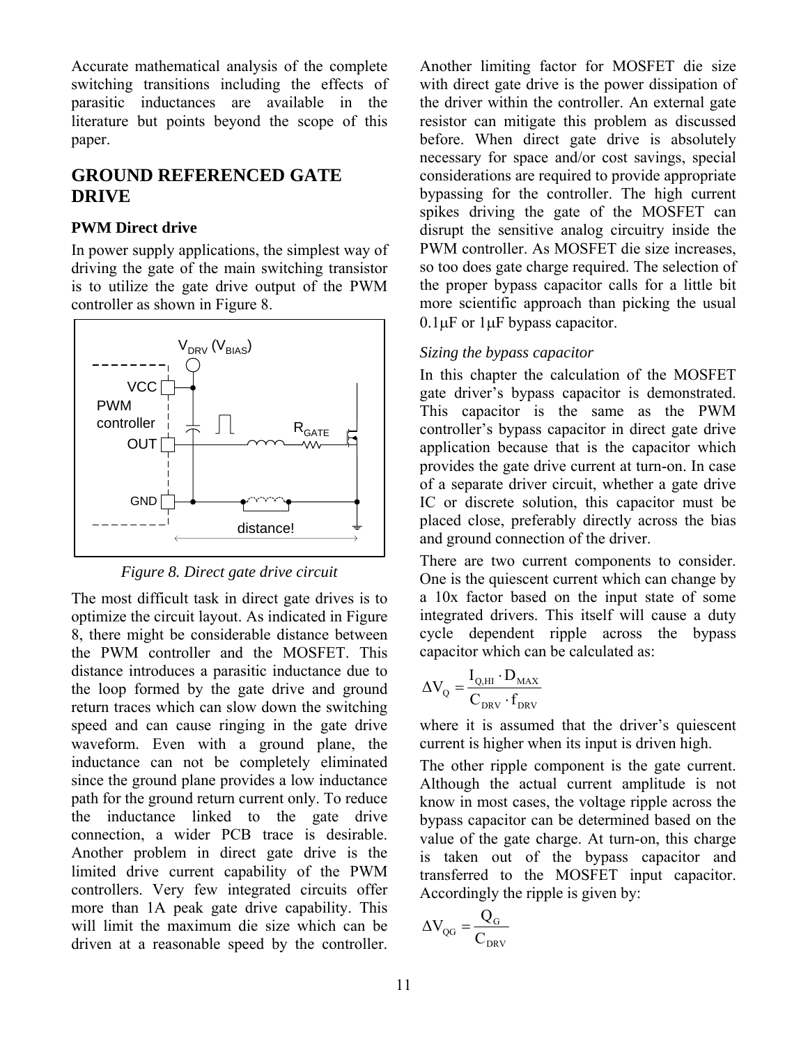Accurate mathematical analysis of the complete switching transitions including the effects of parasitic inductances are available in the literature but points beyond the scope of this paper.

## GROUND REFERENCED GATE DRIVE

### PWM Direct drive

In power supply applications, the simplest way of driving the gate of the main switching transistor is to utilize the gate drive output of the PWM controller as shown in Figure 8.

*Figure 8. Direct gate drive circuit*

The most difficult task in direct gate drives is to optimize the circuit layout. As indicated in Figure 8, there might be considerable distance between the PWM controller and the MOSFET. This distance introduces a parasitic inductance due to the loop formed by the gate drive and ground return traces which can slow down the switching speed and can cause ringing in the gate drive waveform. Even with a ground plane, the inductance can not be completely eliminated since the ground plane provides a low inductance path for the ground return current only. To reduce the inductance linked to the gate drive connection, a wider PCB trace is desirable. Another problem in direct gate drive is the limited drive current capability of the PWM controllers. Very few integrated circuits offer more than 1A peak gate drive capability. This will limit the maximum die size which can be driven at a reasonable speed by the controller.

Another limiting factor for MOSFET die size with direct gate drive is the power dissipation of the driver within the controller. An external gate resistor can mitigate this problem as discussed before. When direct gate drive is absolutely necessary for space and/or cost savings, special considerations are required to provide appropriate bypassing for the controller. The high current spikes driving the gate of the MOSFET can disrupt the sensitive analog circuitry inside the PWM controller. As MOSFET die size increases, so too does gate charge required. The selection of the proper bypass capacitor calls for a little bit more scientific approach than picking the usual 0.1μF or 1μF bypass capacitor.

*Sizing the bypass capacitor*

In this chapter the calculation of the MOSFET gate driver's bypass capacitor is demonstrated. This capacitor is the same as the PWM controller's bypass capacitor in direct gate drive application because that is the capacitor which provides the gate drive current at turn-on. In case of a separate driver circuit, whether a gate drive IC or discrete solution, this capacitor must be placed close, preferably directly across the bias and ground connection of the driver.

There are two current components to consider. One is the quiescent current which can change by a 10x factor based on the input state of some integrated drivers. This itself will cause a duty cycle dependent ripple across the bypass capacitor which can be calculated as:

$$\Delta V_Q = \frac{I_{Q,HI} \cdot D_{MAX}}{C_{DRV} \cdot f_{DRV}}$$

where it is assumed that the driver's quiescent current is higher when its input is driven high.

The other ripple component is the gate current. Although the actual current amplitude is not know in most cases, the voltage ripple across the bypass capacitor can be determined based on the value of the gate charge. At turn-on, this charge is taken out of the bypass capacitor and transferred to the MOSFET input capacitor. Accordingly the ripple is given by:

$$\Delta V_{QG} = \frac{Q_G}{C_{DRV}}$$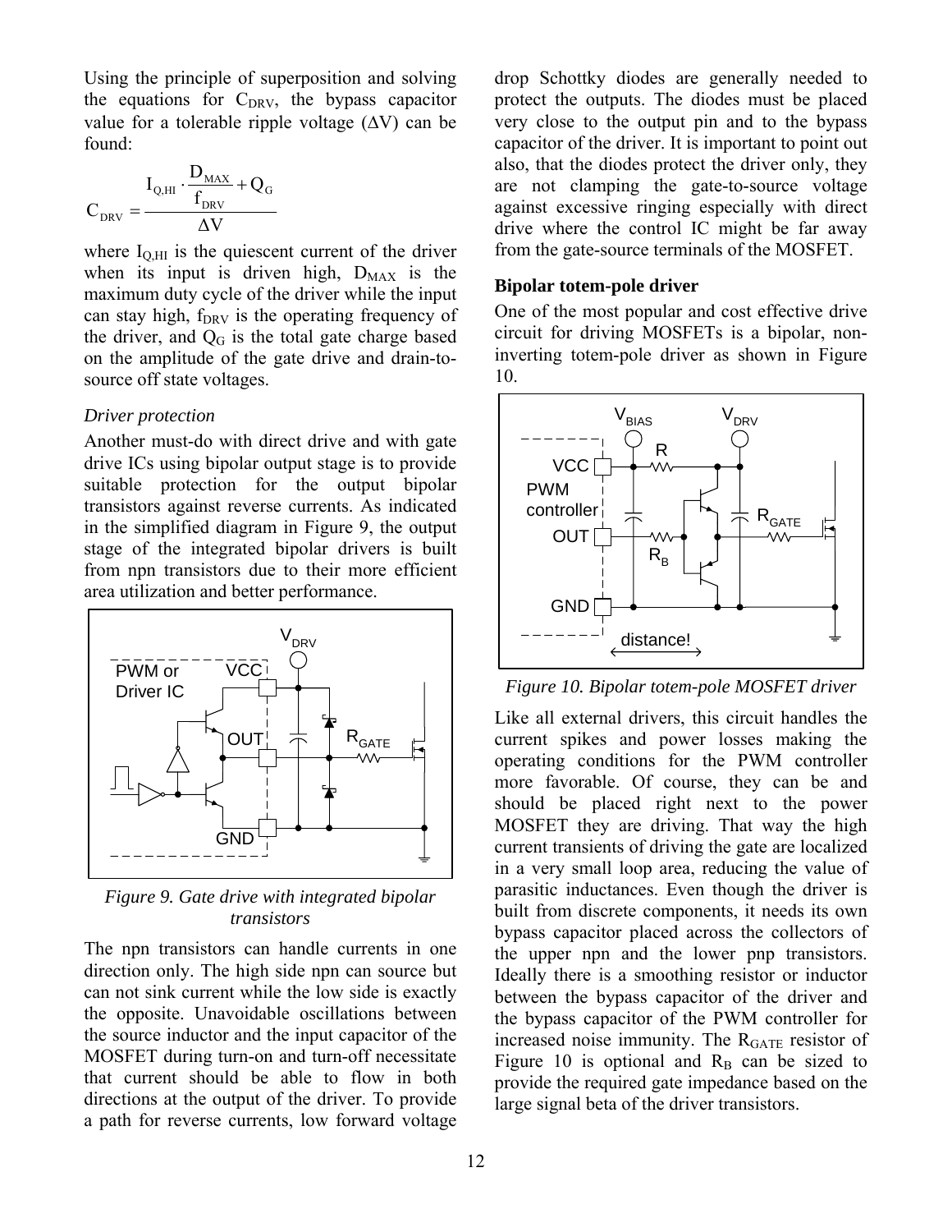Using the principle of superposition and solving the equations for $C_{DRV}$, the bypass capacitor value for a tolerable ripple voltage ($\Delta V$) can be found:

$$C_{DRV} = \frac{I_{Q,HI} \cdot \frac{D_{MAX}}{f_{DRV}} + Q_G}{\Delta V}$$

where $I_{Q,HI}$ is the quiescent current of the driver when its input is driven high, $D_{MAX}$ is the maximum duty cycle of the driver while the input can stay high, $f_{DRV}$ is the operating frequency of the driver, and $Q_G$ is the total gate charge based on the amplitude of the gate drive and drain-to-source off state voltages.

*Driver protection*

Another must-do with direct drive and with gate drive ICs using bipolar output stage is to provide suitable protection for the output bipolar transistors against reverse currents. As indicated in the simplified diagram in Figure 9, the output stage of the integrated bipolar drivers is built from npn transistors due to their more efficient area utilization and better performance.

*Figure 9. Gate drive with integrated bipolar transistors*

The npn transistors can handle currents in one direction only. The high side npn can source but can not sink current while the low side is exactly the opposite. Unavoidable oscillations between the source inductor and the input capacitor of the MOSFET during turn-on and turn-off necessitate that current should be able to flow in both directions at the output of the driver. To provide a path for reverse currents, low forward voltage drop Schottky diodes are generally needed to protect the outputs. The diodes must be placed very close to the output pin and to the bypass capacitor of the driver. It is important to point out also, that the diodes protect the driver only, they are not clamping the gate-to-source voltage against excessive ringing especially with direct drive where the control IC might be far away from the gate-source terminals of the MOSFET.

**Bipolar totem-pole driver**

One of the most popular and cost effective drive circuit for driving MOSFETs is a bipolar, non-inverting totem-pole driver as shown in Figure 10.

*Figure 10. Bipolar totem-pole MOSFET driver*

Like all external drivers, this circuit handles the current spikes and power losses making the operating conditions for the PWM controller more favorable. Of course, they can be and should be placed right next to the power MOSFET they are driving. That way the high current transients of driving the gate are localized in a very small loop area, reducing the value of parasitic inductances. Even though the driver is built from discrete components, it needs its own bypass capacitor placed across the collectors of the upper npn and the lower pnp transistors. Ideally there is a smoothing resistor or inductor between the bypass capacitor of the driver and the bypass capacitor of the PWM controller for increased noise immunity. The $R_{GATE}$ resistor of Figure 10 is optional and $R_B$ can be sized to provide the required gate impedance based on the large signal beta of the driver transistors.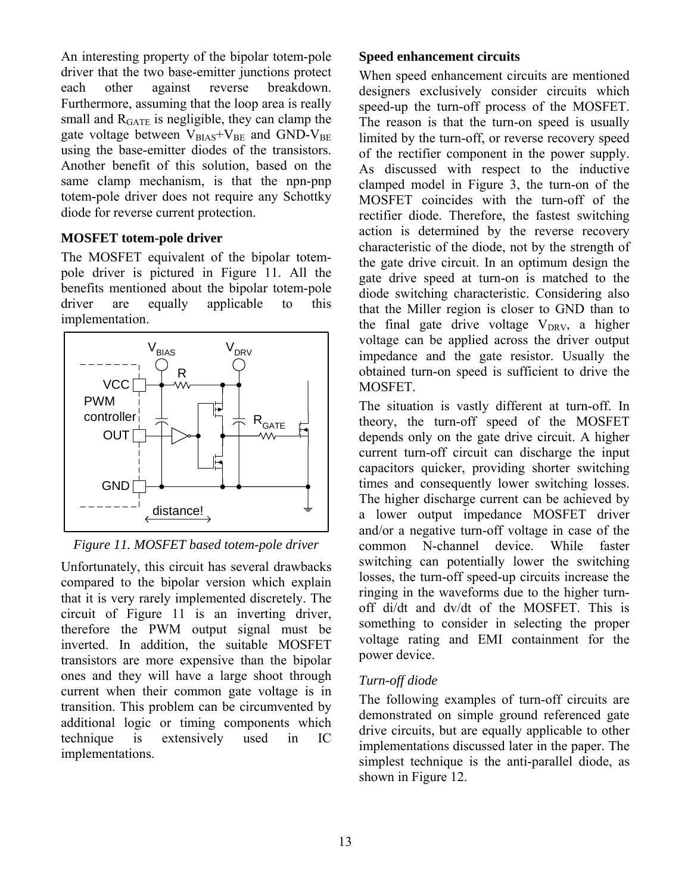An interesting property of the bipolar totem-pole driver that the two base-emitter junctions protect each other against reverse breakdown. Furthermore, assuming that the loop area is really small and $R_{GATE}$ is negligible, they can clamp the gate voltage between $V_{BIAS}+V_{BE}$ and GND-$V_{BE}$ using the base-emitter diodes of the transistors. Another benefit of this solution, based on the same clamp mechanism, is that the npn-pnp totem-pole driver does not require any Schottky diode for reverse current protection.

### MOSFET totem-pole driver

The MOSFET equivalent of the bipolar totem-pole driver is pictured in Figure 11. All the benefits mentioned about the bipolar totem-pole driver are equally applicable to this implementation.

*Figure 11. MOSFET based totem-pole driver*

Unfortunately, this circuit has several drawbacks compared to the bipolar version which explain that it is very rarely implemented discretely. The circuit of Figure 11 is an inverting driver, therefore the PWM output signal must be inverted. In addition, the suitable MOSFET transistors are more expensive than the bipolar ones and they will have a large shoot through current when their common gate voltage is in transition. This problem can be circumvented by additional logic or timing components which technique is extensively used in IC implementations.

### Speed enhancement circuits

When speed enhancement circuits are mentioned designers exclusively consider circuits which speed-up the turn-off process of the MOSFET. The reason is that the turn-on speed is usually limited by the turn-off, or reverse recovery speed of the rectifier component in the power supply. As discussed with respect to the inductive clamped model in Figure 3, the turn-on of the MOSFET coincides with the turn-off of the rectifier diode. Therefore, the fastest switching action is determined by the reverse recovery characteristic of the diode, not by the strength of the gate drive circuit. In an optimum design the gate drive speed at turn-on is matched to the diode switching characteristic. Considering also that the Miller region is closer to GND than to the final gate drive voltage $V_{DRV}$, a higher voltage can be applied across the driver output impedance and the gate resistor. Usually the obtained turn-on speed is sufficient to drive the MOSFET.

The situation is vastly different at turn-off. In theory, the turn-off speed of the MOSFET depends only on the gate drive circuit. A higher current turn-off circuit can discharge the input capacitors quicker, providing shorter switching times and consequently lower switching losses. The higher discharge current can be achieved by a lower output impedance MOSFET driver and/or a negative turn-off voltage in case of the common N-channel device. While faster switching can potentially lower the switching losses, the turn-off speed-up circuits increase the ringing in the waveforms due to the higher turn-off di/dt and dv/dt of the MOSFET. This is something to consider in selecting the proper voltage rating and EMI containment for the power device.

#### *Turn-off diode*

The following examples of turn-off circuits are demonstrated on simple ground referenced gate drive circuits, but are equally applicable to other implementations discussed later in the paper. The simplest technique is the anti-parallel diode, as shown in Figure 12.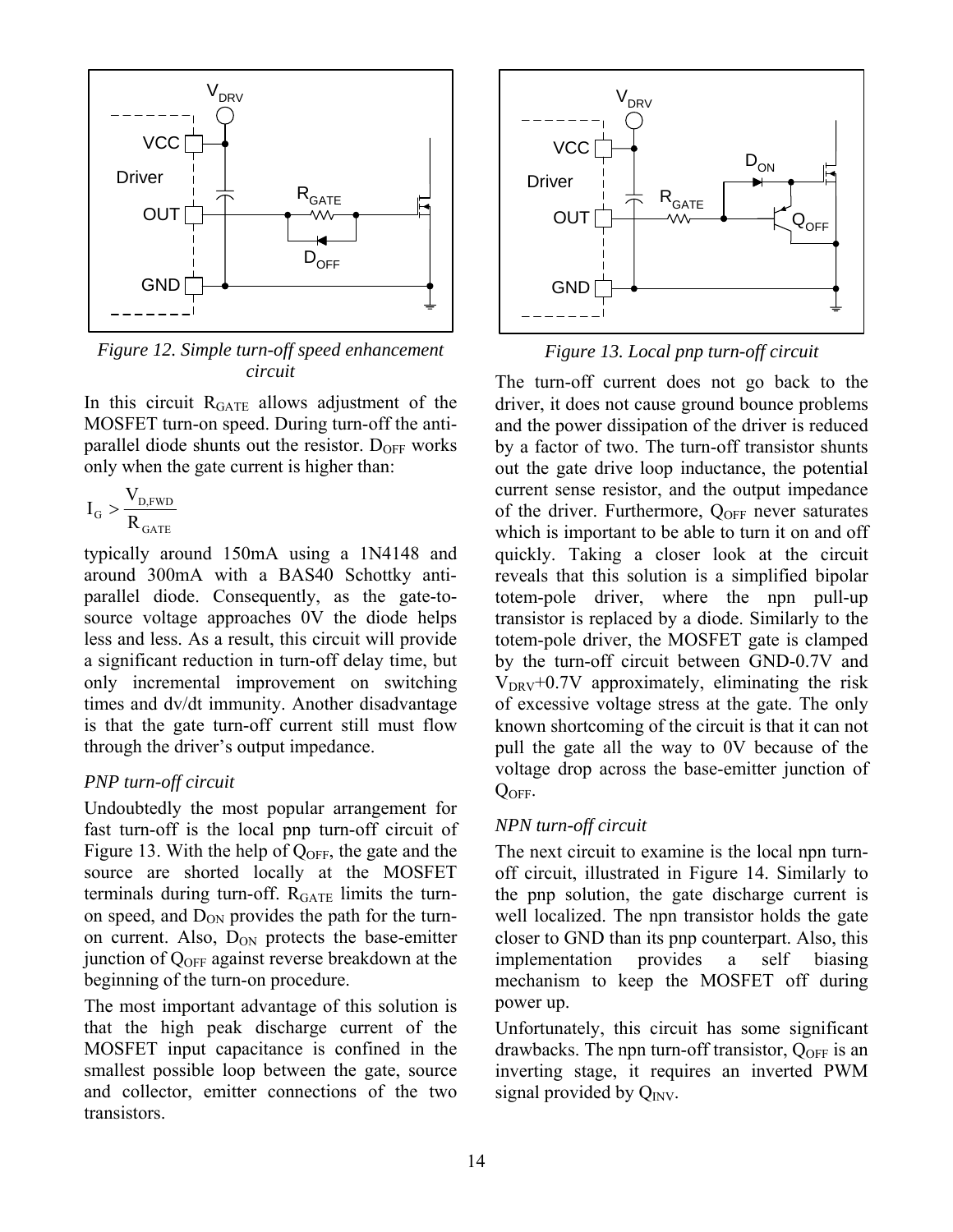*Figure 12. Simple turn-off speed enhancement circuit*

In this circuit $R_{GATE}$ allows adjustment of the MOSFET turn-on speed. During turn-off the anti-parallel diode shunts out the resistor. $D_{OFF}$ works only when the gate current is higher than:

$$I_G > \frac{V_{D,FWD}}{R_{GATE}}$$

typically around 150mA using a 1N4148 and around 300mA with a BAS40 Schottky anti-parallel diode. Consequently, as the gate-to-source voltage approaches 0V the diode helps less and less. As a result, this circuit will provide a significant reduction in turn-off delay time, but only incremental improvement on switching times and dv/dt immunity. Another disadvantage is that the gate turn-off current still must flow through the driver's output impedance.

### *PNP turn-off circuit*

Undoubtedly the most popular arrangement for fast turn-off is the local pnp turn-off circuit of Figure 13. With the help of $Q_{OFF}$, the gate and the source are shorted locally at the MOSFET terminals during turn-off. $R_{GATE}$ limits the turn-on speed, and $D_{ON}$ provides the path for the turn-on current. Also, $D_{ON}$ protects the base-emitter junction of $Q_{OFF}$ against reverse breakdown at the beginning of the turn-on procedure.

The most important advantage of this solution is that the high peak discharge current of the MOSFET input capacitance is confined in the smallest possible loop between the gate, source and collector, emitter connections of the two transistors.

*Figure 13. Local pnp turn-off circuit*

The turn-off current does not go back to the driver, it does not cause ground bounce problems and the power dissipation of the driver is reduced by a factor of two. The turn-off transistor shunts out the gate drive loop inductance, the potential current sense resistor, and the output impedance of the driver. Furthermore, $Q_{OFF}$ never saturates which is important to be able to turn it on and off quickly. Taking a closer look at the circuit reveals that this solution is a simplified bipolar totem-pole driver, where the npn pull-up transistor is replaced by a diode. Similarly to the totem-pole driver, the MOSFET gate is clamped by the turn-off circuit between GND-0.7V and $V_{DRV}$+0.7V approximately, eliminating the risk of excessive voltage stress at the gate. The only known shortcoming of the circuit is that it can not pull the gate all the way to 0V because of the voltage drop across the base-emitter junction of $Q_{OFF}$.

### *NPN turn-off circuit*

The next circuit to examine is the local npn turn-off circuit, illustrated in Figure 14. Similarly to the pnp solution, the gate discharge current is well localized. The npn transistor holds the gate closer to GND than its pnp counterpart. Also, this implementation provides a self biasing mechanism to keep the MOSFET off during power up.

Unfortunately, this circuit has some significant drawbacks. The npn turn-off transistor, $Q_{OFF}$ is an inverting stage, it requires an inverted PWM signal provided by $Q_{INV}$.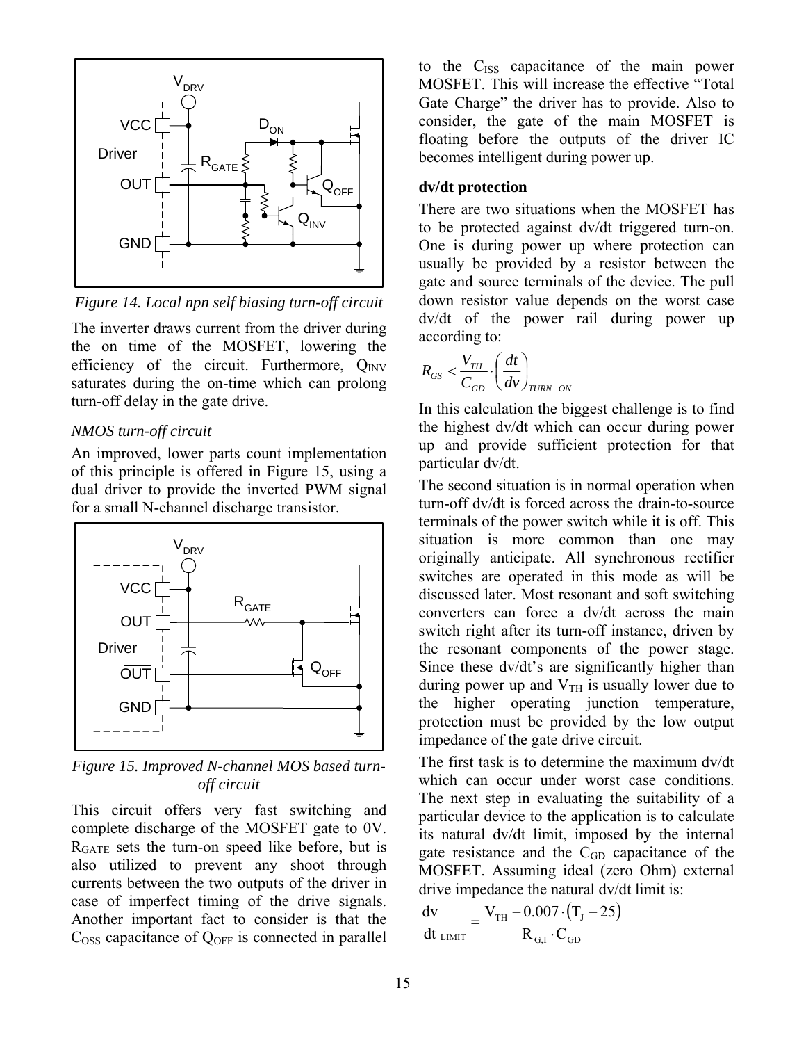Figure 14. Local npn self biasing turn-off circuit

The inverter draws current from the driver during the on time of the MOSFET, lowering the efficiency of the circuit. Furthermore, $Q_{INV}$ saturates during the on-time which can prolong turn-off delay in the gate drive.

*NMOS turn-off circuit*

An improved, lower parts count implementation of this principle is offered in Figure 15, using a dual driver to provide the inverted PWM signal for a small N-channel discharge transistor.

Figure 15. Improved N-channel MOS based turn-off circuit

This circuit offers very fast switching and complete discharge of the MOSFET gate to 0V. $R_{GATE}$ sets the turn-on speed like before, but is also utilized to prevent any shoot through currents between the two outputs of the driver in case of imperfect timing of the drive signals. Another important fact to consider is that the $C_{OSS}$ capacitance of $Q_{OFF}$ is connected in parallel to the $C_{ISS}$ capacitance of the main power MOSFET. This will increase the effective "Total Gate Charge" the driver has to provide. Also to consider, the gate of the main MOSFET is floating before the outputs of the driver IC becomes intelligent during power up.

### dv/dt protection

There are two situations when the MOSFET has to be protected against dv/dt triggered turn-on. One is during power up where protection can usually be provided by a resistor between the gate and source terminals of the device. The pull down resistor value depends on the worst case dv/dt of the power rail during power up according to:

$$R_{GS} < \frac{V_{TH}}{C_{GD}} \cdot \left(\frac{dt}{dv}\right)_{TURN-ON}$$

In this calculation the biggest challenge is to find the highest dv/dt which can occur during power up and provide sufficient protection for that particular dv/dt.

The second situation is in normal operation when turn-off dv/dt is forced across the drain-to-source terminals of the power switch while it is off. This situation is more common than one may originally anticipate. All synchronous rectifier switches are operated in this mode as will be discussed later. Most resonant and soft switching converters can force a dv/dt across the main switch right after its turn-off instance, driven by the resonant components of the power stage. Since these dv/dt's are significantly higher than during power up and $V_{TH}$ is usually lower due to the higher operating junction temperature, protection must be provided by the low output impedance of the gate drive circuit.

The first task is to determine the maximum dv/dt which can occur under worst case conditions. The next step in evaluating the suitability of a particular device to the application is to calculate its natural dv/dt limit, imposed by the internal gate resistance and the $C_{GD}$ capacitance of the MOSFET. Assuming ideal (zero Ohm) external drive impedance the natural dv/dt limit is:

$$\frac{dv}{dt}_{LIMIT} = \frac{V_{TH} - 0.007 \cdot (T_J - 25)}{R_{G,I} \cdot C_{GD}}$$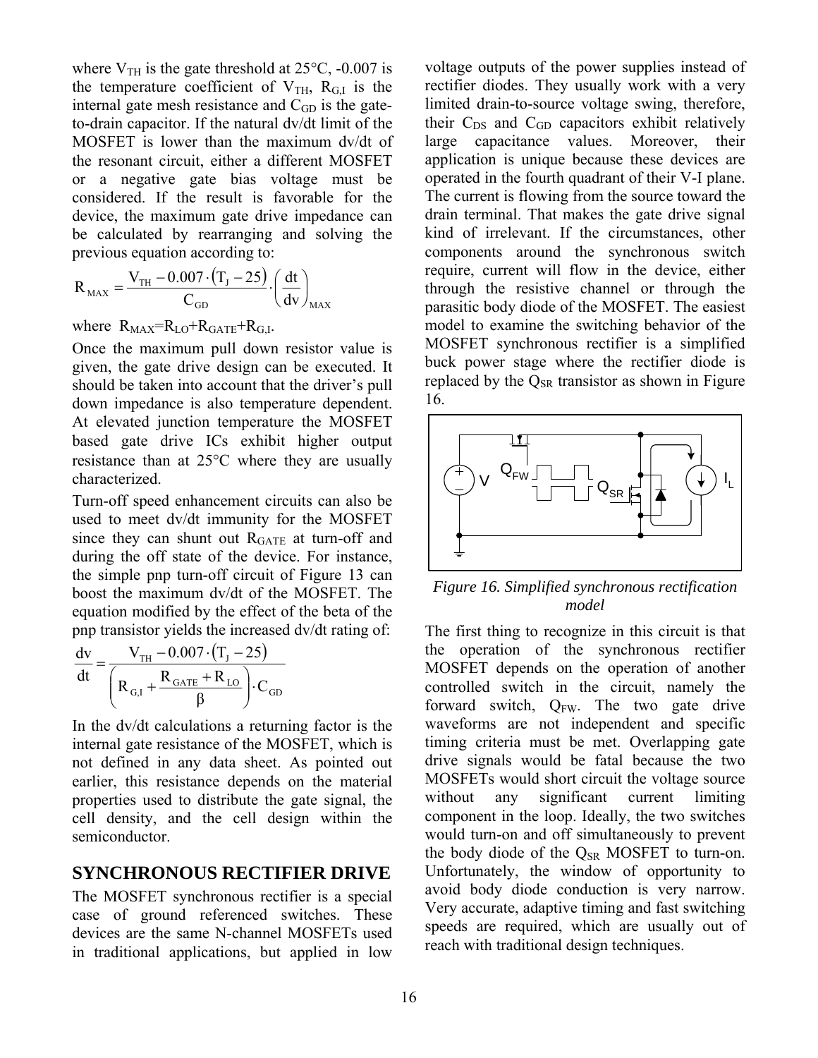where $V_{TH}$ is the gate threshold at 25°C, -0.007 is the temperature coefficient of $V_{TH}$, $R_{G,I}$ is the internal gate mesh resistance and $C_{GD}$ is the gate-to-drain capacitor. If the natural dv/dt limit of the MOSFET is lower than the maximum dv/dt of the resonant circuit, either a different MOSFET or a negative gate bias voltage must be considered. If the result is favorable for the device, the maximum gate drive impedance can be calculated by rearranging and solving the previous equation according to:

$$R_{MAX} = \frac{V_{TH} - 0.007 \cdot (T_J - 25)}{C_{GD}} \cdot \left(\frac{dt}{dv}\right)_{MAX}$$

where $R_{MAX}=R_{LO}+R_{GATE}+R_{G,I}$.

Once the maximum pull down resistor value is given, the gate drive design can be executed. It should be taken into account that the driver's pull down impedance is also temperature dependent. At elevated junction temperature the MOSFET based gate drive ICs exhibit higher output resistance than at 25°C where they are usually characterized.

Turn-off speed enhancement circuits can also be used to meet dv/dt immunity for the MOSFET since they can shunt out $R_{GATE}$ at turn-off and during the off state of the device. For instance, the simple pnp turn-off circuit of Figure 13 can boost the maximum dv/dt of the MOSFET. The equation modified by the effect of the beta of the pnp transistor yields the increased dv/dt rating of:

$$\frac{dv}{dt} = \frac{V_{TH} - 0.007 \cdot (T_J - 25)}{\left(R_{G,I} + \frac{R_{GATE} + R_{LO}}{\beta}\right) \cdot C_{GD}}$$

In the dv/dt calculations a returning factor is the internal gate resistance of the MOSFET, which is not defined in any data sheet. As pointed out earlier, this resistance depends on the material properties used to distribute the gate signal, the cell density, and the cell design within the semiconductor.

## SYNCHRONOUS RECTIFIER DRIVE

The MOSFET synchronous rectifier is a special case of ground referenced switches. These devices are the same N-channel MOSFETs used in traditional applications, but applied in low voltage outputs of the power supplies instead of rectifier diodes. They usually work with a very limited drain-to-source voltage swing, therefore, their $C_{DS}$ and $C_{GD}$ capacitors exhibit relatively large capacitance values. Moreover, their application is unique because these devices are operated in the fourth quadrant of their V-I plane. The current is flowing from the source toward the drain terminal. That makes the gate drive signal kind of irrelevant. If the circumstances, other components around the synchronous switch require, current will flow in the device, either through the resistive channel or through the parasitic body diode of the MOSFET. The easiest model to examine the switching behavior of the MOSFET synchronous rectifier is a simplified buck power stage where the rectifier diode is replaced by the $Q_{SR}$ transistor as shown in Figure 16.

*Figure 16. Simplified synchronous rectification model*

The first thing to recognize in this circuit is that the operation of the synchronous rectifier MOSFET depends on the operation of another controlled switch in the circuit, namely the forward switch, $Q_{FW}$. The two gate drive waveforms are not independent and specific timing criteria must be met. Overlapping gate drive signals would be fatal because the two MOSFETs would short circuit the voltage source without any significant current limiting component in the loop. Ideally, the two switches would turn-on and off simultaneously to prevent the body diode of the $Q_{SR}$ MOSFET to turn-on. Unfortunately, the window of opportunity to avoid body diode conduction is very narrow. Very accurate, adaptive timing and fast switching speeds are required, which are usually out of reach with traditional design techniques.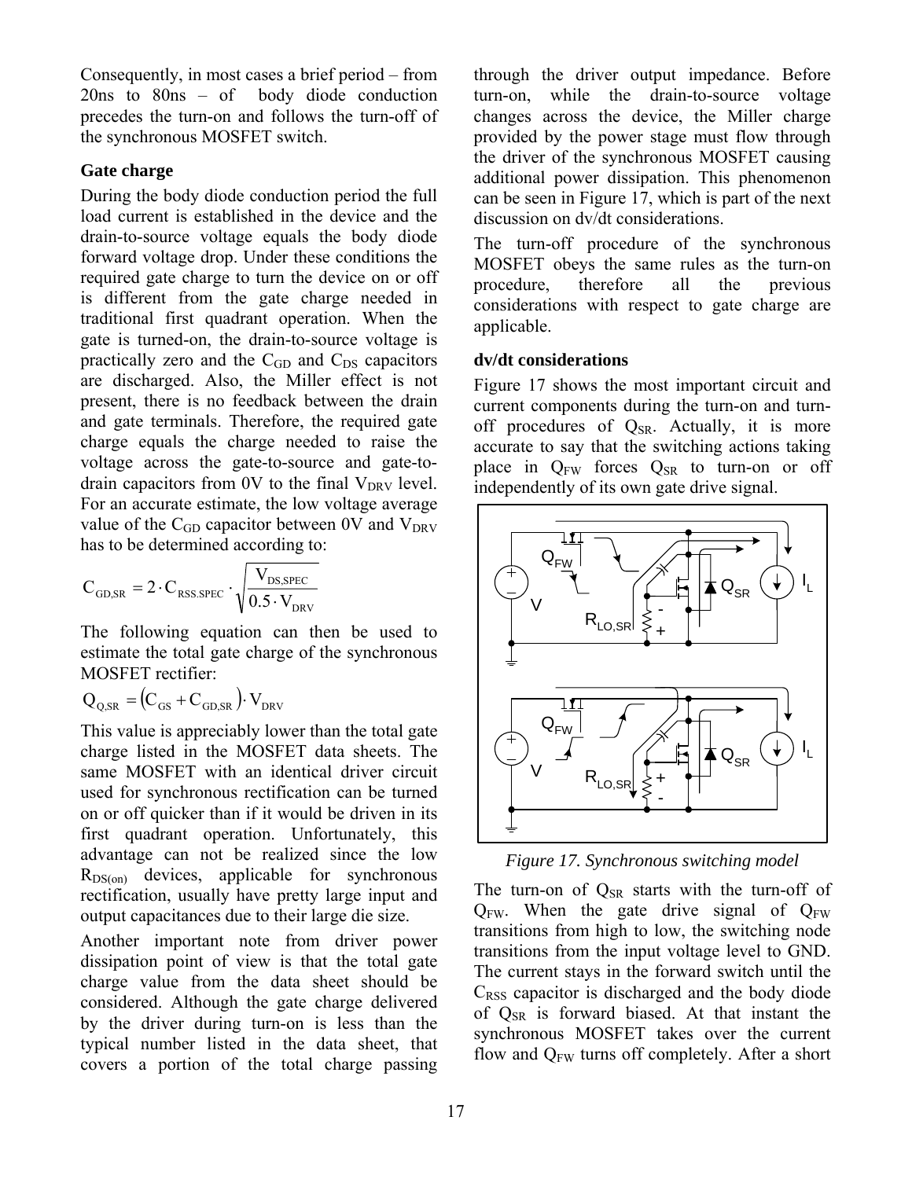Consequently, in most cases a brief period – from 20ns to 80ns – of body diode conduction precedes the turn-on and follows the turn-off of the synchronous MOSFET switch.

### Gate charge

During the body diode conduction period the full load current is established in the device and the drain-to-source voltage equals the body diode forward voltage drop. Under these conditions the required gate charge to turn the device on or off is different from the gate charge needed in traditional first quadrant operation. When the gate is turned-on, the drain-to-source voltage is practically zero and the $C_{GD}$ and $C_{DS}$ capacitors are discharged. Also, the Miller effect is not present, there is no feedback between the drain and gate terminals. Therefore, the required gate charge equals the charge needed to raise the voltage across the gate-to-source and gate-to-drain capacitors from 0V to the final $V_{DRV}$ level. For an accurate estimate, the low voltage average value of the $C_{GD}$ capacitor between 0V and $V_{DRV}$ has to be determined according to:

$$C_{GD,SR} = 2 \cdot C_{RSS.SPEC} \cdot \sqrt{\frac{V_{DS,SPEC}}{0.5 \cdot V_{DRV}}}$$

The following equation can then be used to estimate the total gate charge of the synchronous MOSFET rectifier:

$$Q_{Q,SR} = \left(C_{GS} + C_{GD,SR}\right) \cdot V_{DRV}$$

This value is appreciably lower than the total gate charge listed in the MOSFET data sheets. The same MOSFET with an identical driver circuit used for synchronous rectification can be turned on or off quicker than if it would be driven in its first quadrant operation. Unfortunately, this advantage can not be realized since the low $R_{DS(on)}$ devices, applicable for synchronous rectification, usually have pretty large input and output capacitances due to their large die size.

Another important note from driver power dissipation point of view is that the total gate charge value from the data sheet should be considered. Although the gate charge delivered by the driver during turn-on is less than the typical number listed in the data sheet, that covers a portion of the total charge passing through the driver output impedance. Before turn-on, while the drain-to-source voltage changes across the device, the Miller charge provided by the power stage must flow through the driver of the synchronous MOSFET causing additional power dissipation. This phenomenon can be seen in Figure 17, which is part of the next discussion on dv/dt considerations.

The turn-off procedure of the synchronous MOSFET obeys the same rules as the turn-on procedure, therefore all the previous considerations with respect to gate charge are applicable.

### dv/dt considerations

Figure 17 shows the most important circuit and current components during the turn-on and turn-off procedures of $Q_{SR}$. Actually, it is more accurate to say that the switching actions taking place in $Q_{FW}$ forces $Q_{SR}$ to turn-on or off independently of its own gate drive signal.

*Figure 17. Synchronous switching model*

The turn-on of $Q_{SR}$ starts with the turn-off of $Q_{FW}$. When the gate drive signal of $Q_{FW}$ transitions from high to low, the switching node transitions from the input voltage level to GND. The current stays in the forward switch until the $C_{RSS}$ capacitor is discharged and the body diode of $Q_{SR}$ is forward biased. At that instant the synchronous MOSFET takes over the current flow and $Q_{FW}$ turns off completely. After a short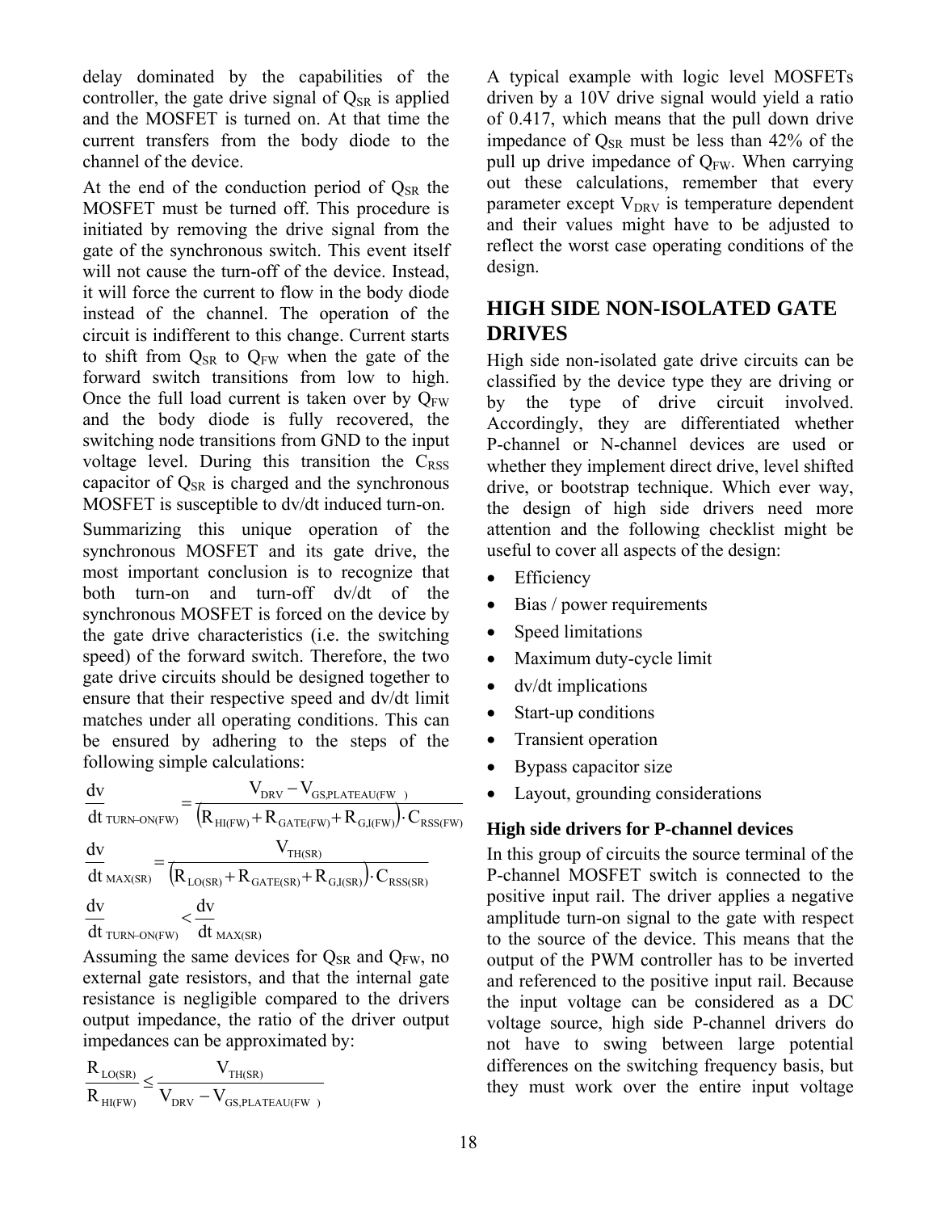delay dominated by the capabilities of the controller, the gate drive signal of $Q_{SR}$ is applied and the MOSFET is turned on. At that time the current transfers from the body diode to the channel of the device.

At the end of the conduction period of $Q_{SR}$ the MOSFET must be turned off. This procedure is initiated by removing the drive signal from the gate of the synchronous switch. This event itself will not cause the turn-off of the device. Instead, it will force the current to flow in the body diode instead of the channel. The operation of the circuit is indifferent to this change. Current starts to shift from $Q_{SR}$ to $Q_{FW}$ when the gate of the forward switch transitions from low to high. Once the full load current is taken over by $Q_{FW}$ and the body diode is fully recovered, the switching node transitions from GND to the input voltage level. During this transition the $C_{RSS}$ capacitor of $Q_{SR}$ is charged and the synchronous MOSFET is susceptible to dv/dt induced turn-on.

Summarizing this unique operation of the synchronous MOSFET and its gate drive, the most important conclusion is to recognize that both turn-on and turn-off dv/dt of the synchronous MOSFET is forced on the device by the gate drive characteristics (i.e. the switching speed) of the forward switch. Therefore, the two gate drive circuits should be designed together to ensure that their respective speed and dv/dt limit matches under all operating conditions. This can be ensured by adhering to the steps of the following simple calculations:

$$\left.\frac{dv}{dt}\right|_{TURN-ON(FW)} = \frac{V_{DRV} - V_{GS,PLATEAU(FW)}}{\left(R_{HI(FW)} + R_{GATE(FW)} + R_{G,I(FW)}\right) \cdot C_{RSS(FW)}}$$

$$\left.\frac{dv}{dt}\right|_{MAX(SR)} = \frac{V_{TH(SR)}}{\left(R_{LO(SR)} + R_{GATE(SR)} + R_{G,I(SR)}\right) \cdot C_{RSS(SR)}}$$

$$\left.\frac{dv}{dt}\right|_{TURN-ON(FW)} < \left.\frac{dv}{dt}\right|_{MAX(SR)}$$

Assuming the same devices for $Q_{SR}$ and $Q_{FW}$, no external gate resistors, and that the internal gate resistance is negligible compared to the drivers output impedance, the ratio of the driver output impedances can be approximated by:

$$\frac{R_{LO(SR)}}{R_{HI(FW)}} \leq \frac{V_{TH(SR)}}{V_{DRV} - V_{GS,PLATEAU(FW)}}$$

A typical example with logic level MOSFETs driven by a 10V drive signal would yield a ratio of 0.417, which means that the pull down drive impedance of $Q_{SR}$ must be less than 42% of the pull up drive impedance of $Q_{FW}$. When carrying out these calculations, remember that every parameter except $V_{DRV}$ is temperature dependent and their values might have to be adjusted to reflect the worst case operating conditions of the design.

## HIGH SIDE NON-ISOLATED GATE DRIVES

High side non-isolated gate drive circuits can be classified by the device type they are driving or by the type of drive circuit involved. Accordingly, they are differentiated whether P-channel or N-channel devices are used or whether they implement direct drive, level shifted drive, or bootstrap technique. Which ever way, the design of high side drivers need more attention and the following checklist might be useful to cover all aspects of the design:

- Efficiency
- Bias / power requirements
- Speed limitations
- Maximum duty-cycle limit
- dv/dt implications
- Start-up conditions
- Transient operation
- Bypass capacitor size
- Layout, grounding considerations

### High side drivers for P-channel devices

In this group of circuits the source terminal of the P-channel MOSFET switch is connected to the positive input rail. The driver applies a negative amplitude turn-on signal to the gate with respect to the source of the device. This means that the output of the PWM controller has to be inverted and referenced to the positive input rail. Because the input voltage can be considered as a DC voltage source, high side P-channel drivers do not have to swing between large potential differences on the switching frequency basis, but they must work over the entire input voltage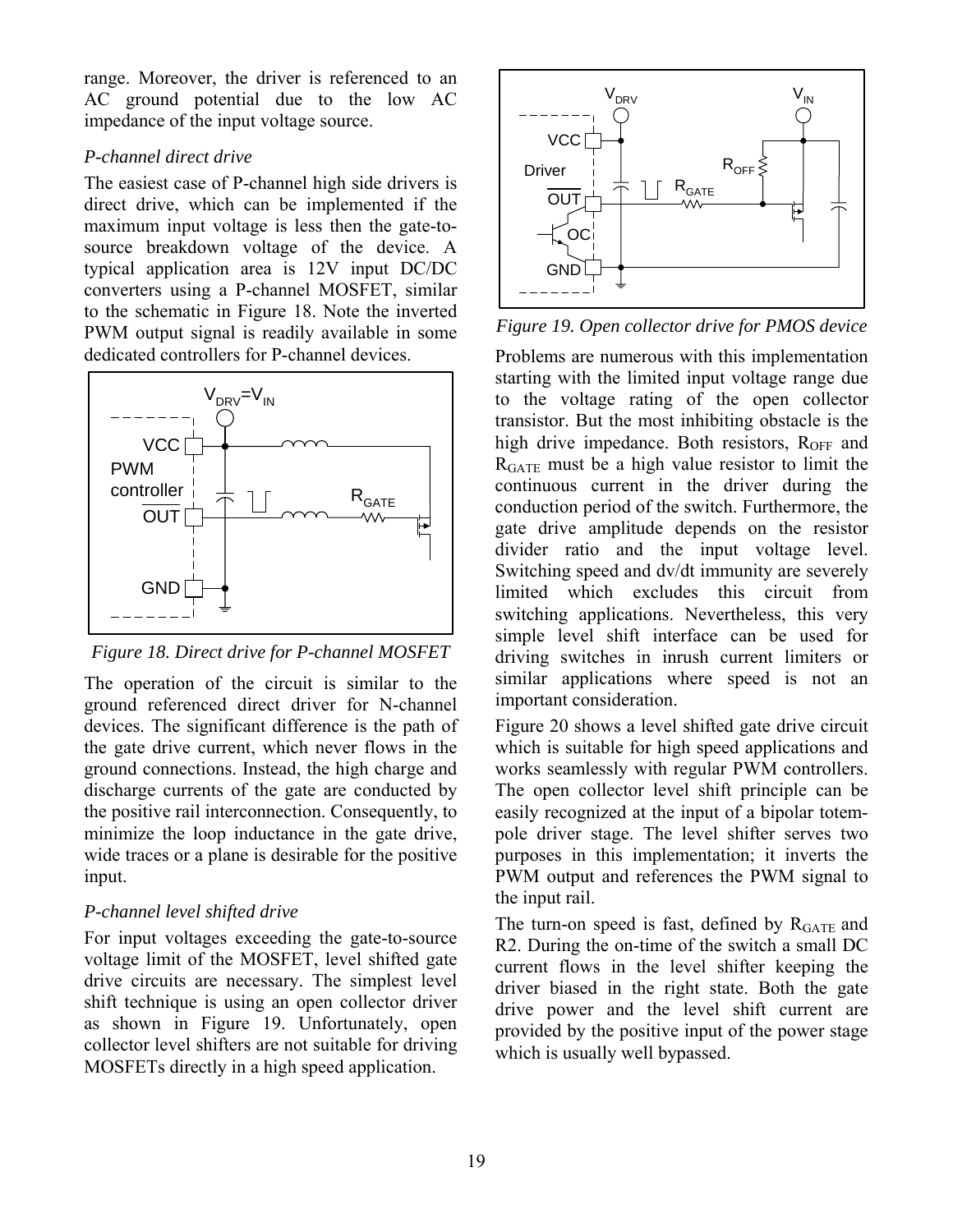range. Moreover, the driver is referenced to an AC ground potential due to the low AC impedance of the input voltage source.

*P-channel direct drive*

The easiest case of P-channel high side drivers is direct drive, which can be implemented if the maximum input voltage is less then the gate-to-source breakdown voltage of the device. A typical application area is 12V input DC/DC converters using a P-channel MOSFET, similar to the schematic in Figure 18. Note the inverted PWM output signal is readily available in some dedicated controllers for P-channel devices.

*Figure 18. Direct drive for P-channel MOSFET*

The operation of the circuit is similar to the ground referenced direct driver for N-channel devices. The significant difference is the path of the gate drive current, which never flows in the ground connections. Instead, the high charge and discharge currents of the gate are conducted by the positive rail interconnection. Consequently, to minimize the loop inductance in the gate drive, wide traces or a plane is desirable for the positive input.

*P-channel level shifted drive*

For input voltages exceeding the gate-to-source voltage limit of the MOSFET, level shifted gate drive circuits are necessary. The simplest level shift technique is using an open collector driver as shown in Figure 19. Unfortunately, open collector level shifters are not suitable for driving MOSFETs directly in a high speed application.

*Figure 19. Open collector drive for PMOS device*

Problems are numerous with this implementation starting with the limited input voltage range due to the voltage rating of the open collector transistor. But the most inhibiting obstacle is the high drive impedance. Both resistors, $R_{OFF}$ and $R_{GATE}$ must be a high value resistor to limit the continuous current in the driver during the conduction period of the switch. Furthermore, the gate drive amplitude depends on the resistor divider ratio and the input voltage level. Switching speed and dv/dt immunity are severely limited which excludes this circuit from switching applications. Nevertheless, this very simple level shift interface can be used for driving switches in inrush current limiters or similar applications where speed is not an important consideration.

Figure 20 shows a level shifted gate drive circuit which is suitable for high speed applications and works seamlessly with regular PWM controllers. The open collector level shift principle can be easily recognized at the input of a bipolar totem-pole driver stage. The level shifter serves two purposes in this implementation; it inverts the PWM output and references the PWM signal to the input rail.

The turn-on speed is fast, defined by $R_{GATE}$ and R2. During the on-time of the switch a small DC current flows in the level shifter keeping the driver biased in the right state. Both the gate drive power and the level shift current are provided by the positive input of the power stage which is usually well bypassed.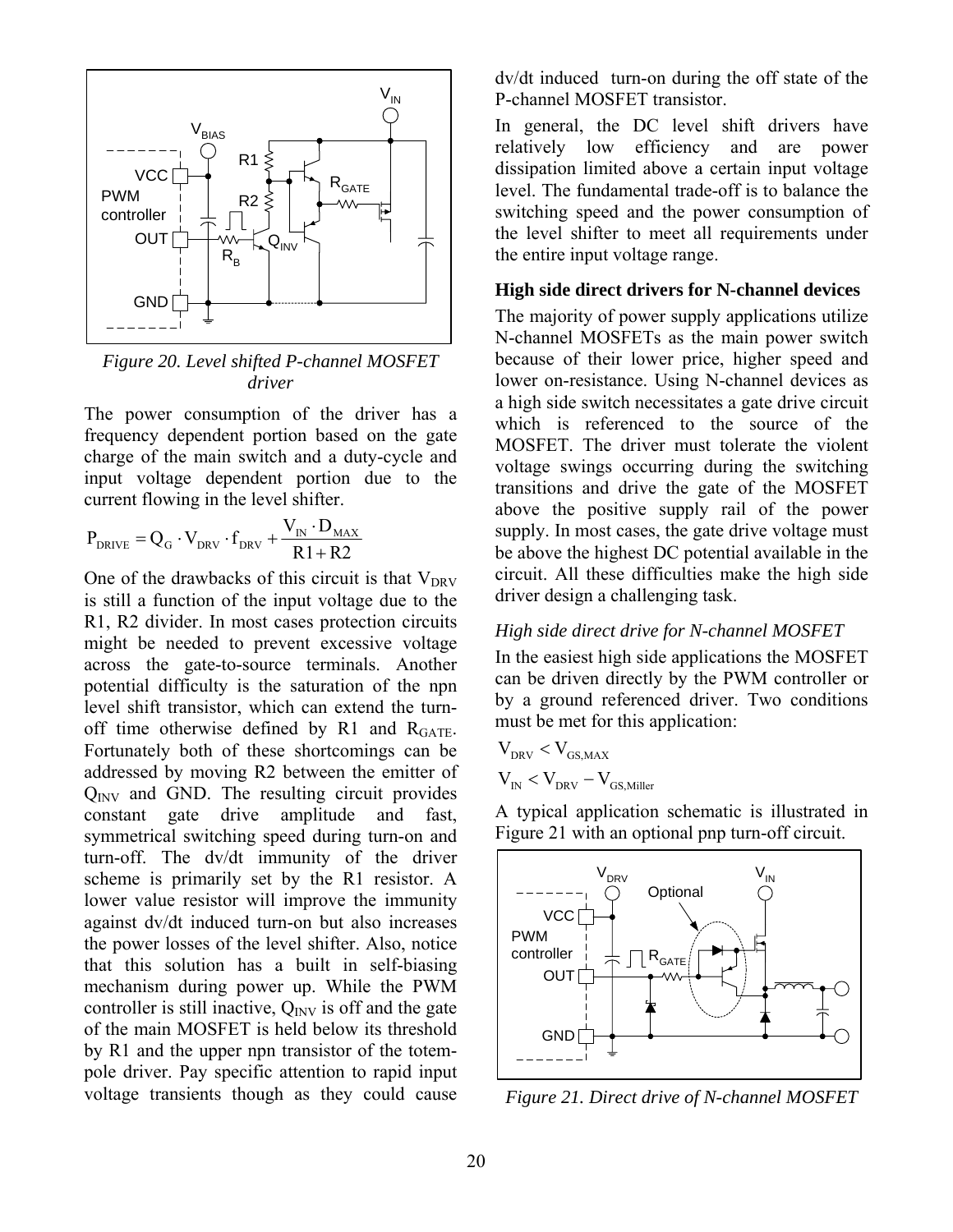Figure 20. Level shifted P-channel MOSFET driver

The power consumption of the driver has a frequency dependent portion based on the gate charge of the main switch and a duty-cycle and input voltage dependent portion due to the current flowing in the level shifter.

$$P_{DRIVE} = Q_G \cdot V_{DRV} \cdot f_{DRV} + \frac{V_{IN} \cdot D_{MAX}}{R1 + R2}$$

One of the drawbacks of this circuit is that $V_{DRV}$ is still a function of the input voltage due to the R1, R2 divider. In most cases protection circuits might be needed to prevent excessive voltage across the gate-to-source terminals. Another potential difficulty is the saturation of the npn level shift transistor, which can extend the turn-off time otherwise defined by R1 and $R_{GATE}$. Fortunately both of these shortcomings can be addressed by moving R2 between the emitter of $Q_{INV}$ and GND. The resulting circuit provides constant gate drive amplitude and fast, symmetrical switching speed during turn-on and turn-off. The dv/dt immunity of the driver scheme is primarily set by the R1 resistor. A lower value resistor will improve the immunity against dv/dt induced turn-on but also increases the power losses of the level shifter. Also, notice that this solution has a built in self-biasing mechanism during power up. While the PWM controller is still inactive, $Q_{INV}$ is off and the gate of the main MOSFET is held below its threshold by R1 and the upper npn transistor of the totem-pole driver. Pay specific attention to rapid input voltage transients though as they could cause dv/dt induced turn-on during the off state of the P-channel MOSFET transistor.

In general, the DC level shift drivers have relatively low efficiency and are power dissipation limited above a certain input voltage level. The fundamental trade-off is to balance the switching speed and the power consumption of the level shifter to meet all requirements under the entire input voltage range.

## High side direct drivers for N-channel devices

The majority of power supply applications utilize N-channel MOSFETs as the main power switch because of their lower price, higher speed and lower on-resistance. Using N-channel devices as a high side switch necessitates a gate drive circuit which is referenced to the source of the MOSFET. The driver must tolerate the violent voltage swings occurring during the switching transitions and drive the gate of the MOSFET above the positive supply rail of the power supply. In most cases, the gate drive voltage must be above the highest DC potential available in the circuit. All these difficulties make the high side driver design a challenging task.

### *High side direct drive for N-channel MOSFET*

In the easiest high side applications the MOSFET can be driven directly by the PWM controller or by a ground referenced driver. Two conditions must be met for this application:

$$V_{DRV} < V_{GS,MAX}$$

$$V_{IN} < V_{DRV} - V_{GS,Miller}$$

A typical application schematic is illustrated in Figure 21 with an optional pnp turn-off circuit.

Figure 21. Direct drive of N-channel MOSFET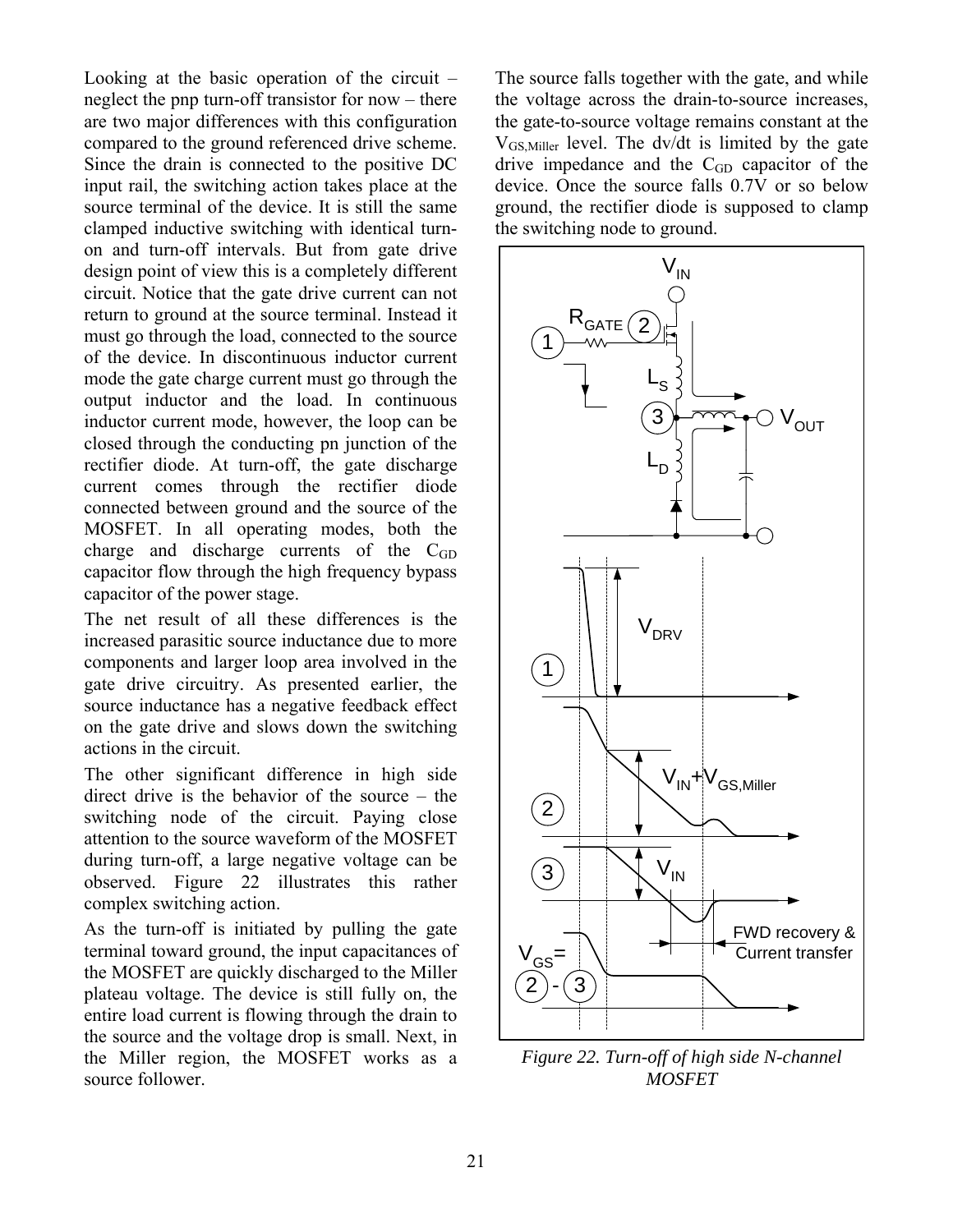Looking at the basic operation of the circuit – neglect the pnp turn-off transistor for now – there are two major differences with this configuration compared to the ground referenced drive scheme. Since the drain is connected to the positive DC input rail, the switching action takes place at the source terminal of the device. It is still the same clamped inductive switching with identical turn-on and turn-off intervals. But from gate drive design point of view this is a completely different circuit. Notice that the gate drive current can not return to ground at the source terminal. Instead it must go through the load, connected to the source of the device. In discontinuous inductor current mode the gate charge current must go through the output inductor and the load. In continuous inductor current mode, however, the loop can be closed through the conducting pn junction of the rectifier diode. At turn-off, the gate discharge current comes through the rectifier diode connected between ground and the source of the MOSFET. In all operating modes, both the charge and discharge currents of the $C_{GD}$ capacitor flow through the high frequency bypass capacitor of the power stage.

The net result of all these differences is the increased parasitic source inductance due to more components and larger loop area involved in the gate drive circuitry. As presented earlier, the source inductance has a negative feedback effect on the gate drive and slows down the switching actions in the circuit.

The other significant difference in high side direct drive is the behavior of the source – the switching node of the circuit. Paying close attention to the source waveform of the MOSFET during turn-off, a large negative voltage can be observed. Figure 22 illustrates this rather complex switching action.

As the turn-off is initiated by pulling the gate terminal toward ground, the input capacitances of the MOSFET are quickly discharged to the Miller plateau voltage. The device is still fully on, the entire load current is flowing through the drain to the source and the voltage drop is small. Next, in the Miller region, the MOSFET works as a source follower.

The source falls together with the gate, and while the voltage across the drain-to-source increases, the gate-to-source voltage remains constant at the $V_{GS,Miller}$ level. The dv/dt is limited by the gate drive impedance and the $C_{GD}$ capacitor of the device. Once the source falls 0.7V or so below ground, the rectifier diode is supposed to clamp the switching node to ground.

*Figure 22. Turn-off of high side N-channel MOSFET*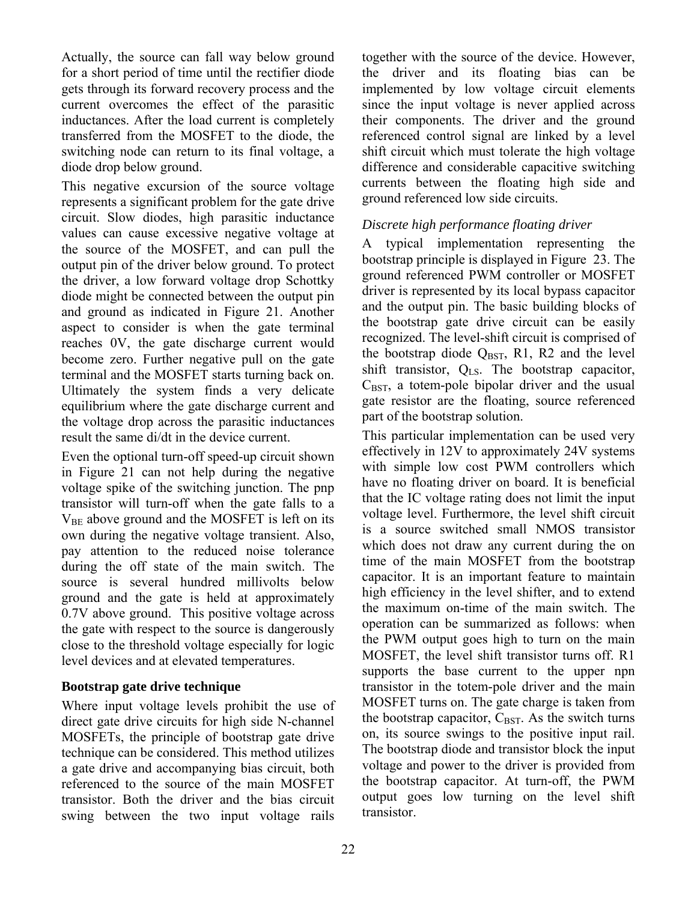Actually, the source can fall way below ground for a short period of time until the rectifier diode gets through its forward recovery process and the current overcomes the effect of the parasitic inductances. After the load current is completely transferred from the MOSFET to the diode, the switching node can return to its final voltage, a diode drop below ground.

This negative excursion of the source voltage represents a significant problem for the gate drive circuit. Slow diodes, high parasitic inductance values can cause excessive negative voltage at the source of the MOSFET, and can pull the output pin of the driver below ground. To protect the driver, a low forward voltage drop Schottky diode might be connected between the output pin and ground as indicated in Figure 21. Another aspect to consider is when the gate terminal reaches 0V, the gate discharge current would become zero. Further negative pull on the gate terminal and the MOSFET starts turning back on. Ultimately the system finds a very delicate equilibrium where the gate discharge current and the voltage drop across the parasitic inductances result the same di/dt in the device current.

Even the optional turn-off speed-up circuit shown in Figure 21 can not help during the negative voltage spike of the switching junction. The pnp transistor will turn-off when the gate falls to a $V_{BE}$ above ground and the MOSFET is left on its own during the negative voltage transient. Also, pay attention to the reduced noise tolerance during the off state of the main switch. The source is several hundred millivolts below ground and the gate is held at approximately 0.7V above ground. This positive voltage across the gate with respect to the source is dangerously close to the threshold voltage especially for logic level devices and at elevated temperatures.

**Bootstrap gate drive technique**

Where input voltage levels prohibit the use of direct gate drive circuits for high side N-channel MOSFETs, the principle of bootstrap gate drive technique can be considered. This method utilizes a gate drive and accompanying bias circuit, both referenced to the source of the main MOSFET transistor. Both the driver and the bias circuit swing between the two input voltage rails together with the source of the device. However, the driver and its floating bias can be implemented by low voltage circuit elements since the input voltage is never applied across their components. The driver and the ground referenced control signal are linked by a level shift circuit which must tolerate the high voltage difference and considerable capacitive switching currents between the floating high side and ground referenced low side circuits.

*Discrete high performance floating driver*

A typical implementation representing the bootstrap principle is displayed in Figure 23. The ground referenced PWM controller or MOSFET driver is represented by its local bypass capacitor and the output pin. The basic building blocks of the bootstrap gate drive circuit can be easily recognized. The level-shift circuit is comprised of the bootstrap diode $Q_{BST}$, R1, R2 and the level shift transistor, $Q_{LS}$. The bootstrap capacitor, $C_{BST}$, a totem-pole bipolar driver and the usual gate resistor are the floating, source referenced part of the bootstrap solution.

This particular implementation can be used very effectively in 12V to approximately 24V systems with simple low cost PWM controllers which have no floating driver on board. It is beneficial that the IC voltage rating does not limit the input voltage level. Furthermore, the level shift circuit is a source switched small NMOS transistor which does not draw any current during the on time of the main MOSFET from the bootstrap capacitor. It is an important feature to maintain high efficiency in the level shifter, and to extend the maximum on-time of the main switch. The operation can be summarized as follows: when the PWM output goes high to turn on the main MOSFET, the level shift transistor turns off. R1 supports the base current to the upper npn transistor in the totem-pole driver and the main MOSFET turns on. The gate charge is taken from the bootstrap capacitor, $C_{BST}$. As the switch turns on, its source swings to the positive input rail. The bootstrap diode and transistor block the input voltage and power to the driver is provided from the bootstrap capacitor. At turn-off, the PWM output goes low turning on the level shift transistor.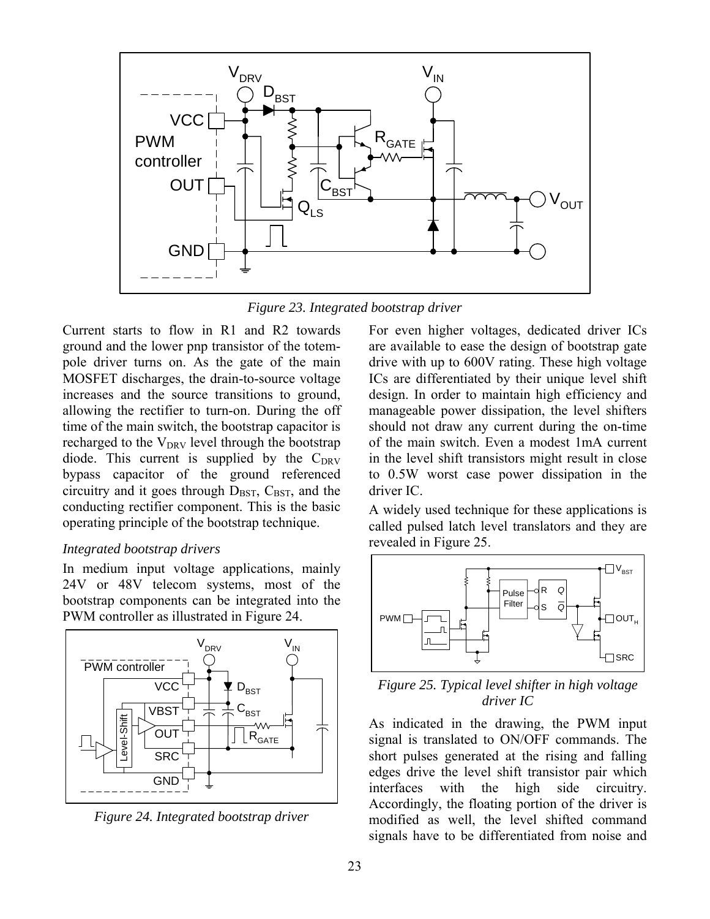*Figure 23. Integrated bootstrap driver*

Current starts to flow in R1 and R2 towards ground and the lower pnp transistor of the totem-pole driver turns on. As the gate of the main MOSFET discharges, the drain-to-source voltage increases and the source transitions to ground, allowing the rectifier to turn-on. During the off time of the main switch, the bootstrap capacitor is recharged to the $V_{DRV}$ level through the bootstrap diode. This current is supplied by the $C_{DRV}$ bypass capacitor of the ground referenced circuitry and it goes through $D_{BST}$, $C_{BST}$, and the conducting rectifier component. This is the basic operating principle of the bootstrap technique.

*Integrated bootstrap drivers*

In medium input voltage applications, mainly 24V or 48V telecom systems, most of the bootstrap components can be integrated into the PWM controller as illustrated in Figure 24.

*Figure 24. Integrated bootstrap driver*

For even higher voltages, dedicated driver ICs are available to ease the design of bootstrap gate drive with up to 600V rating. These high voltage ICs are differentiated by their unique level shift design. In order to maintain high efficiency and manageable power dissipation, the level shifters should not draw any current during the on-time of the main switch. Even a modest 1mA current in the level shift transistors might result in close to 0.5W worst case power dissipation in the driver IC.

A widely used technique for these applications is called pulsed latch level translators and they are revealed in Figure 25.

*Figure 25. Typical level shifter in high voltage driver IC*

As indicated in the drawing, the PWM input signal is translated to ON/OFF commands. The short pulses generated at the rising and falling edges drive the level shift transistor pair which interfaces with the high side circuitry. Accordingly, the floating portion of the driver is modified as well, the level shifted command signals have to be differentiated from noise and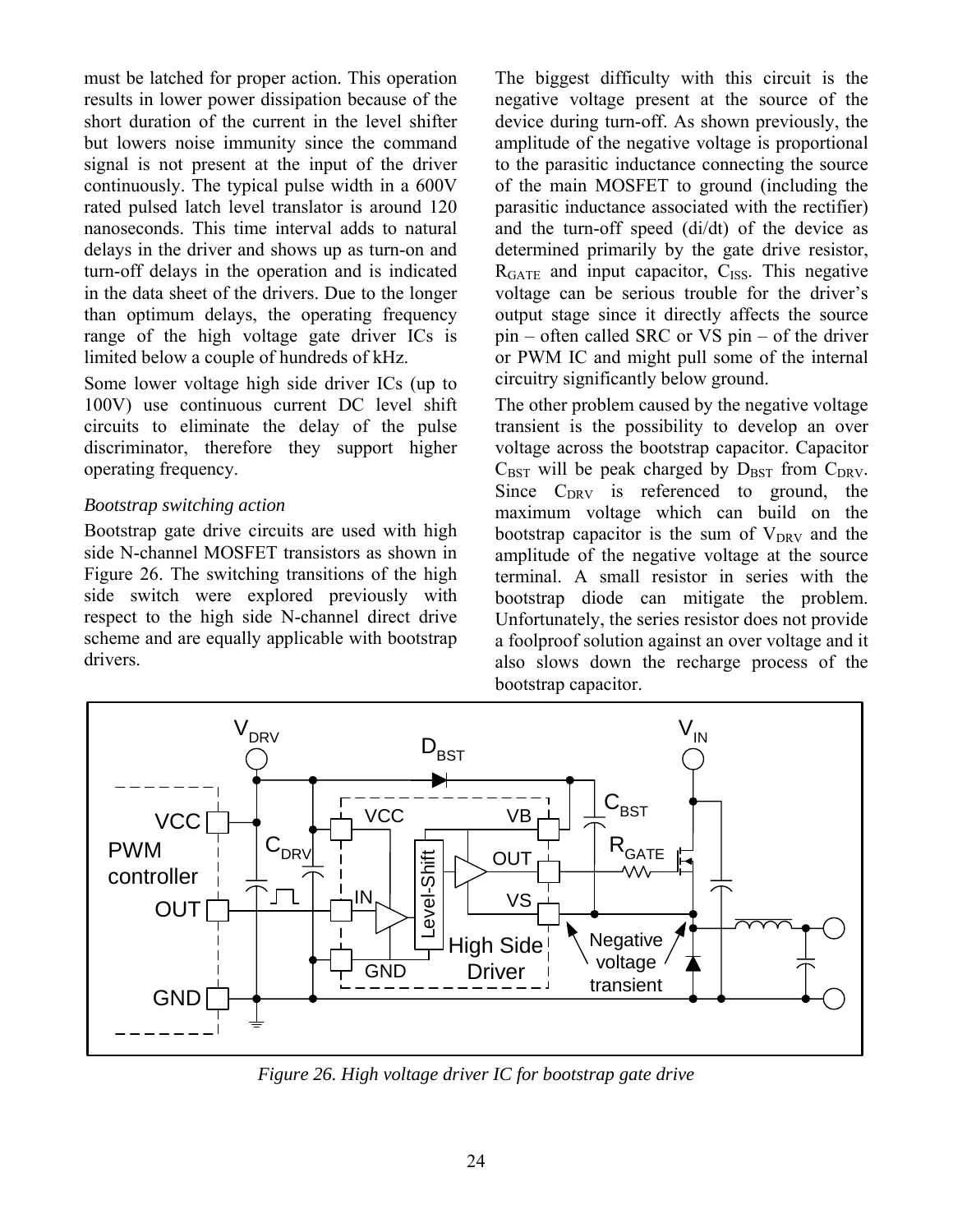must be latched for proper action. This operation results in lower power dissipation because of the short duration of the current in the level shifter but lowers noise immunity since the command signal is not present at the input of the driver continuously. The typical pulse width in a 600V rated pulsed latch level translator is around 120 nanoseconds. This time interval adds to natural delays in the driver and shows up as turn-on and turn-off delays in the operation and is indicated in the data sheet of the drivers. Due to the longer than optimum delays, the operating frequency range of the high voltage gate driver ICs is limited below a couple of hundreds of kHz.

Some lower voltage high side driver ICs (up to 100V) use continuous current DC level shift circuits to eliminate the delay of the pulse discriminator, therefore they support higher operating frequency.

*Bootstrap switching action*

Bootstrap gate drive circuits are used with high side N-channel MOSFET transistors as shown in Figure 26. The switching transitions of the high side switch were explored previously with respect to the high side N-channel direct drive scheme and are equally applicable with bootstrap drivers.

The biggest difficulty with this circuit is the negative voltage present at the source of the device during turn-off. As shown previously, the amplitude of the negative voltage is proportional to the parasitic inductance connecting the source of the main MOSFET to ground (including the parasitic inductance associated with the rectifier) and the turn-off speed (di/dt) of the device as determined primarily by the gate drive resistor, $R_{GATE}$ and input capacitor, $C_{ISS}$. This negative voltage can be serious trouble for the driver's output stage since it directly affects the source pin – often called SRC or VS pin – of the driver or PWM IC and might pull some of the internal circuitry significantly below ground.

The other problem caused by the negative voltage transient is the possibility to develop an over voltage across the bootstrap capacitor. Capacitor $C_{BST}$ will be peak charged by $D_{BST}$ from $C_{DRV}$. Since $C_{DRV}$ is referenced to ground, the maximum voltage which can build on the bootstrap capacitor is the sum of $V_{DRV}$ and the amplitude of the negative voltage at the source terminal. A small resistor in series with the bootstrap diode can mitigate the problem. Unfortunately, the series resistor does not provide a foolproof solution against an over voltage and it also slows down the recharge process of the bootstrap capacitor.

*Figure 26. High voltage driver IC for bootstrap gate drive*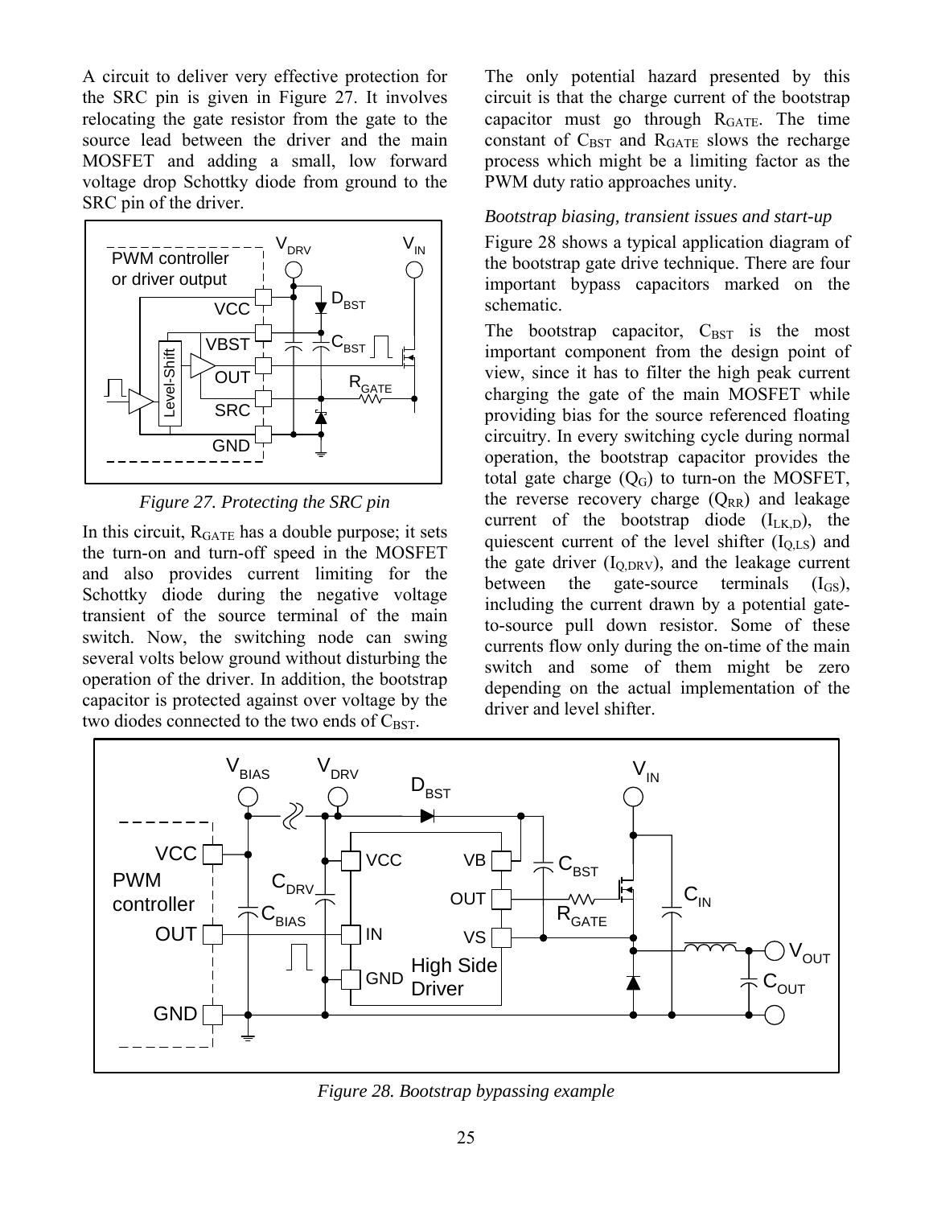A circuit to deliver very effective protection for the SRC pin is given in Figure 27. It involves relocating the gate resistor from the gate to the source lead between the driver and the main MOSFET and adding a small, low forward voltage drop Schottky diode from ground to the SRC pin of the driver.

*Figure 27. Protecting the SRC pin*

In this circuit, $R_{GATE}$ has a double purpose; it sets the turn-on and turn-off speed in the MOSFET and also provides current limiting for the Schottky diode during the negative voltage transient of the source terminal of the main switch. Now, the switching node can swing several volts below ground without disturbing the operation of the driver. In addition, the bootstrap capacitor is protected against over voltage by the two diodes connected to the two ends of $C_{BST}$.

The only potential hazard presented by this circuit is that the charge current of the bootstrap capacitor must go through $R_{GATE}$. The time constant of $C_{BST}$ and $R_{GATE}$ slows the recharge process which might be a limiting factor as the PWM duty ratio approaches unity.

*Bootstrap biasing, transient issues and start-up*

Figure 28 shows a typical application diagram of the bootstrap gate drive technique. There are four important bypass capacitors marked on the schematic.

The bootstrap capacitor, $C_{BST}$ is the most important component from the design point of view, since it has to filter the high peak current charging the gate of the main MOSFET while providing bias for the source referenced floating circuitry. In every switching cycle during normal operation, the bootstrap capacitor provides the total gate charge ($Q_G$) to turn-on the MOSFET, the reverse recovery charge ($Q_{RR}$) and leakage current of the bootstrap diode ($I_{LK,D}$), the quiescent current of the level shifter ($I_{Q,LS}$) and the gate driver ($I_{Q,DRV}$), and the leakage current between the gate-source terminals ($I_{GS}$), including the current drawn by a potential gate-to-source pull down resistor. Some of these currents flow only during the on-time of the main switch and some of them might be zero depending on the actual implementation of the driver and level shifter.

*Figure 28. Bootstrap bypassing example*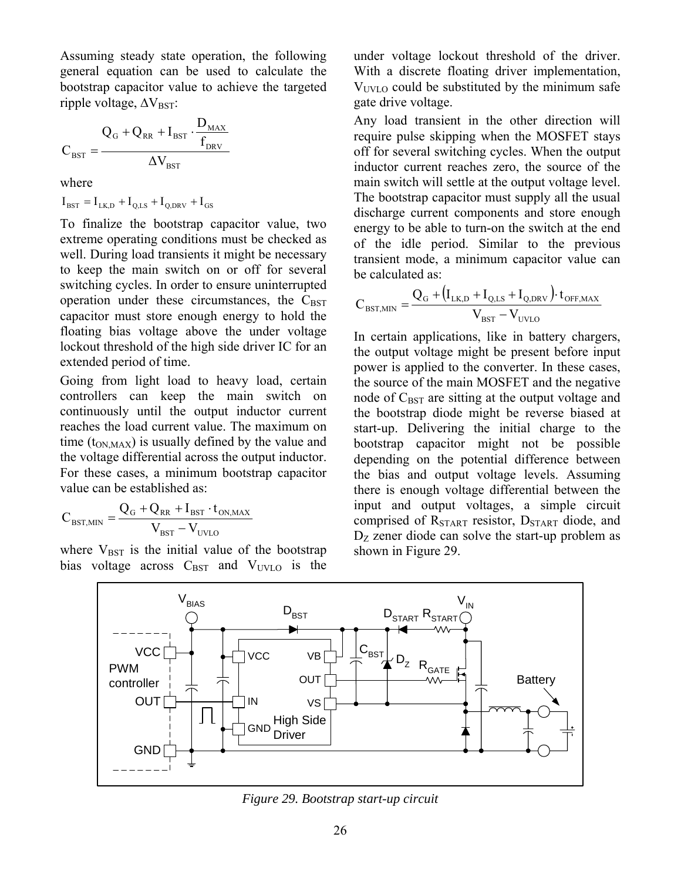Assuming steady state operation, the following general equation can be used to calculate the bootstrap capacitor value to achieve the targeted ripple voltage, $\Delta V_{BST}$:

$$C_{BST} = \frac{Q_G + Q_{RR} + I_{BST} \cdot \frac{D_{MAX}}{f_{DRV}}}{\Delta V_{BST}}$$

where

$$I_{BST} = I_{LK,D} + I_{Q,LS} + I_{Q,DRV} + I_{GS}$$

To finalize the bootstrap capacitor value, two extreme operating conditions must be checked as well. During load transients it might be necessary to keep the main switch on or off for several switching cycles. In order to ensure uninterrupted operation under these circumstances, the $C_{BST}$ capacitor must store enough energy to hold the floating bias voltage above the under voltage lockout threshold of the high side driver IC for an extended period of time.

Going from light load to heavy load, certain controllers can keep the main switch on continuously until the output inductor current reaches the load current value. The maximum on time ($t_{ON,MAX}$) is usually defined by the value and the voltage differential across the output inductor. For these cases, a minimum bootstrap capacitor value can be established as:

$$C_{BST,MIN} = \frac{Q_G + Q_{RR} + I_{BST} \cdot t_{ON,MAX}}{V_{BST} - V_{UVLO}}$$

where $V_{BST}$ is the initial value of the bootstrap bias voltage across $C_{BST}$ and $V_{UVLO}$ is the under voltage lockout threshold of the driver. With a discrete floating driver implementation, $V_{UVLO}$ could be substituted by the minimum safe gate drive voltage.

Any load transient in the other direction will require pulse skipping when the MOSFET stays off for several switching cycles. When the output inductor current reaches zero, the source of the main switch will settle at the output voltage level. The bootstrap capacitor must supply all the usual discharge current components and store enough energy to be able to turn-on the switch at the end of the idle period. Similar to the previous transient mode, a minimum capacitor value can be calculated as:

$$C_{BST,MIN} = \frac{Q_G + \left(I_{LK,D} + I_{Q,LS} + I_{Q,DRV}\right) \cdot t_{OFF,MAX}}{V_{BST} - V_{UVLO}}$$

In certain applications, like in battery chargers, the output voltage might be present before input power is applied to the converter. In these cases, the source of the main MOSFET and the negative node of $C_{BST}$ are sitting at the output voltage and the bootstrap diode might be reverse biased at start-up. Delivering the initial charge to the bootstrap capacitor might not be possible depending on the potential difference between the bias and output voltage levels. Assuming there is enough voltage differential between the input and output voltages, a simple circuit comprised of $R_{START}$ resistor, $D_{START}$ diode, and $D_Z$ zener diode can solve the start-up problem as shown in Figure 29.

*Figure 29. Bootstrap start-up circuit*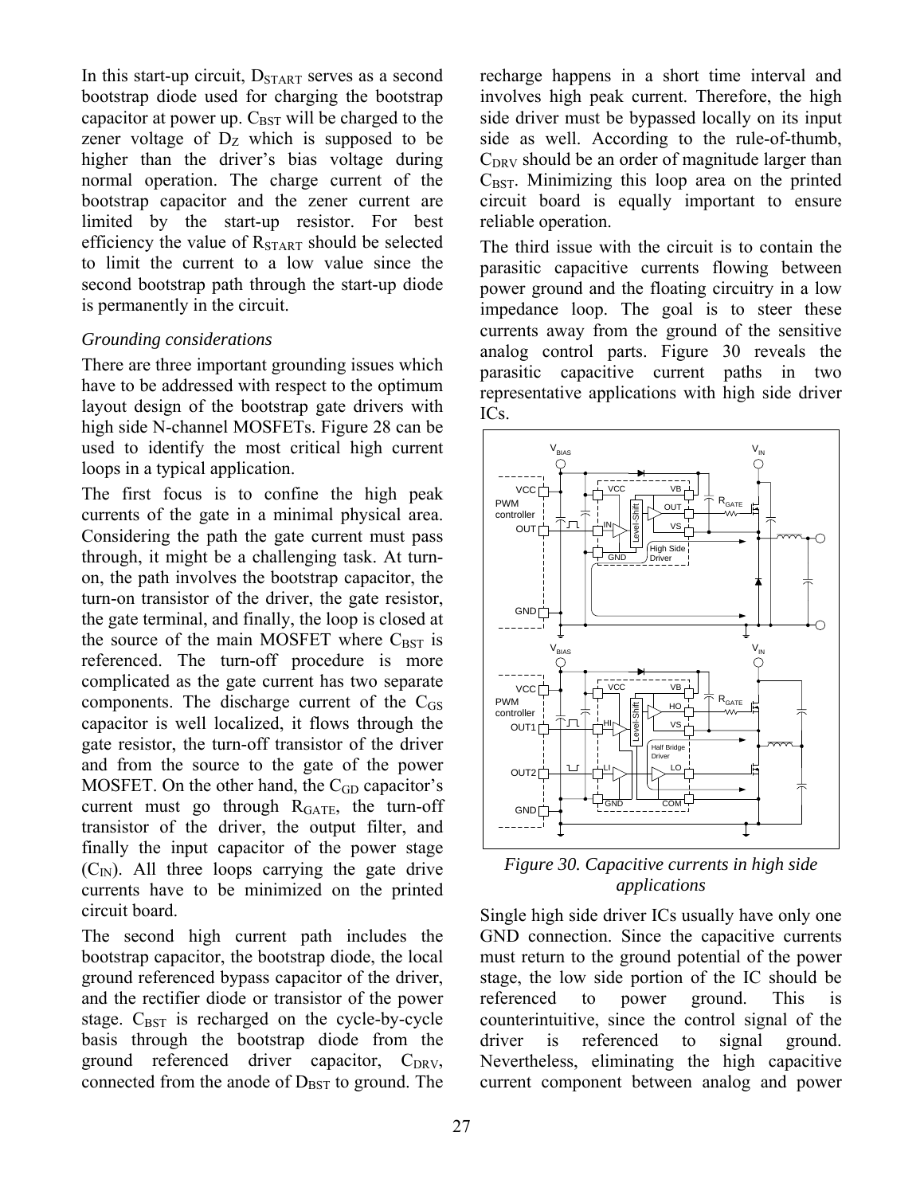In this start-up circuit, $D_{START}$ serves as a second bootstrap diode used for charging the bootstrap capacitor at power up. $C_{BST}$ will be charged to the zener voltage of $D_Z$ which is supposed to be higher than the driver's bias voltage during normal operation. The charge current of the bootstrap capacitor and the zener current are limited by the start-up resistor. For best efficiency the value of $R_{START}$ should be selected to limit the current to a low value since the second bootstrap path through the start-up diode is permanently in the circuit.

*Grounding considerations*

There are three important grounding issues which have to be addressed with respect to the optimum layout design of the bootstrap gate drivers with high side N-channel MOSFETs. Figure 28 can be used to identify the most critical high current loops in a typical application.

The first focus is to confine the high peak currents of the gate in a minimal physical area. Considering the path the gate current must pass through, it might be a challenging task. At turn-on, the path involves the bootstrap capacitor, the turn-on transistor of the driver, the gate resistor, the gate terminal, and finally, the loop is closed at the source of the main MOSFET where $C_{BST}$ is referenced. The turn-off procedure is more complicated as the gate current has two separate components. The discharge current of the $C_{GS}$ capacitor is well localized, it flows through the gate resistor, the turn-off transistor of the driver and from the source to the gate of the power MOSFET. On the other hand, the $C_{GD}$ capacitor's current must go through $R_{GATE}$, the turn-off transistor of the driver, the output filter, and finally the input capacitor of the power stage ($C_{IN}$). All three loops carrying the gate drive currents have to be minimized on the printed circuit board.

The second high current path includes the bootstrap capacitor, the bootstrap diode, the local ground referenced bypass capacitor of the driver, and the rectifier diode or transistor of the power stage. $C_{BST}$ is recharged on the cycle-by-cycle basis through the bootstrap diode from the ground referenced driver capacitor, $C_{DRV}$, connected from the anode of $D_{BST}$ to ground. The recharge happens in a short time interval and involves high peak current. Therefore, the high side driver must be bypassed locally on its input side as well. According to the rule-of-thumb, $C_{DRV}$ should be an order of magnitude larger than $C_{BST}$. Minimizing this loop area on the printed circuit board is equally important to ensure reliable operation.

The third issue with the circuit is to contain the parasitic capacitive currents flowing between power ground and the floating circuitry in a low impedance loop. The goal is to steer these currents away from the ground of the sensitive analog control parts. Figure 30 reveals the parasitic capacitive current paths in two representative applications with high side driver ICs.

*Figure 30. Capacitive currents in high side applications*

Single high side driver ICs usually have only one GND connection. Since the capacitive currents must return to the ground potential of the power stage, the low side portion of the IC should be referenced to power ground. This is counterintuitive, since the control signal of the driver is referenced to signal ground. Nevertheless, eliminating the high capacitive current component between analog and power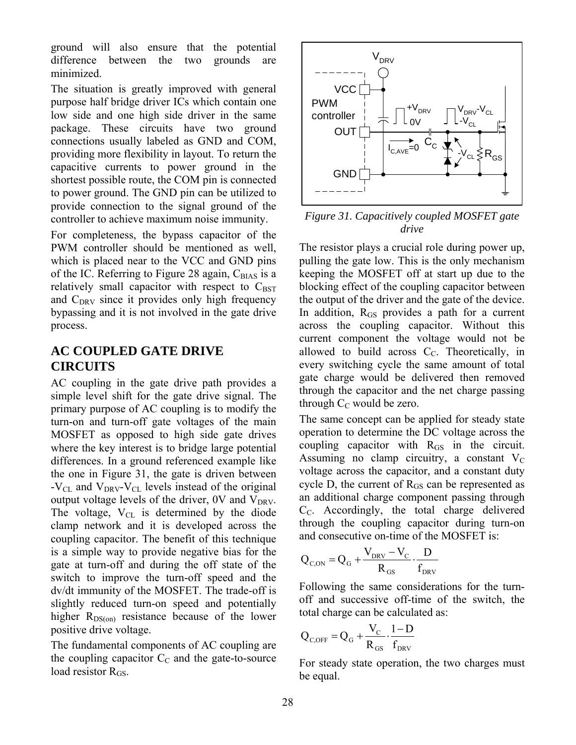ground will also ensure that the potential difference between the two grounds are minimized.

The situation is greatly improved with general purpose half bridge driver ICs which contain one low side and one high side driver in the same package. These circuits have two ground connections usually labeled as GND and COM, providing more flexibility in layout. To return the capacitive currents to power ground in the shortest possible route, the COM pin is connected to power ground. The GND pin can be utilized to provide connection to the signal ground of the controller to achieve maximum noise immunity.

For completeness, the bypass capacitor of the PWM controller should be mentioned as well, which is placed near to the VCC and GND pins of the IC. Referring to Figure 28 again, $C_{BIAS}$ is a relatively small capacitor with respect to $C_{BST}$ and $C_{DRV}$ since it provides only high frequency bypassing and it is not involved in the gate drive process.

## AC COUPLED GATE DRIVE CIRCUITS

AC coupling in the gate drive path provides a simple level shift for the gate drive signal. The primary purpose of AC coupling is to modify the turn-on and turn-off gate voltages of the main MOSFET as opposed to high side gate drives where the key interest is to bridge large potential differences. In a ground referenced example like the one in Figure 31, the gate is driven between $-V_{CL}$ and $V_{DRV}-V_{CL}$ levels instead of the original output voltage levels of the driver, 0V and $V_{DRV}$. The voltage, $V_{CL}$ is determined by the diode clamp network and it is developed across the coupling capacitor. The benefit of this technique is a simple way to provide negative bias for the gate at turn-off and during the off state of the switch to improve the turn-off speed and the dv/dt immunity of the MOSFET. The trade-off is slightly reduced turn-on speed and potentially higher $R_{DS(on)}$ resistance because of the lower positive drive voltage.

The fundamental components of AC coupling are the coupling capacitor $C_C$ and the gate-to-source load resistor $R_{GS}$.

*Figure 31. Capacitively coupled MOSFET gate drive*

The resistor plays a crucial role during power up, pulling the gate low. This is the only mechanism keeping the MOSFET off at start up due to the blocking effect of the coupling capacitor between the output of the driver and the gate of the device. In addition, $R_{GS}$ provides a path for a current across the coupling capacitor. Without this current component the voltage would not be allowed to build across $C_C$. Theoretically, in every switching cycle the same amount of total gate charge would be delivered then removed through the capacitor and the net charge passing through $C_C$ would be zero.

The same concept can be applied for steady state operation to determine the DC voltage across the coupling capacitor with $R_{GS}$ in the circuit. Assuming no clamp circuitry, a constant $V_C$ voltage across the capacitor, and a constant duty cycle D, the current of $R_{GS}$ can be represented as an additional charge component passing through $C_C$. Accordingly, the total charge delivered through the coupling capacitor during turn-on and consecutive on-time of the MOSFET is:

$$Q_{C,ON} = Q_G + \frac{V_{DRV} - V_C}{R_{GS}} \cdot \frac{D}{f_{DRV}}$$

Following the same considerations for the turn-off and successive off-time of the switch, the total charge can be calculated as:

$$Q_{C,OFF} = Q_G + \frac{V_C}{R_{GS}} \cdot \frac{1-D}{f_{DRV}}$$

For steady state operation, the two charges must be equal.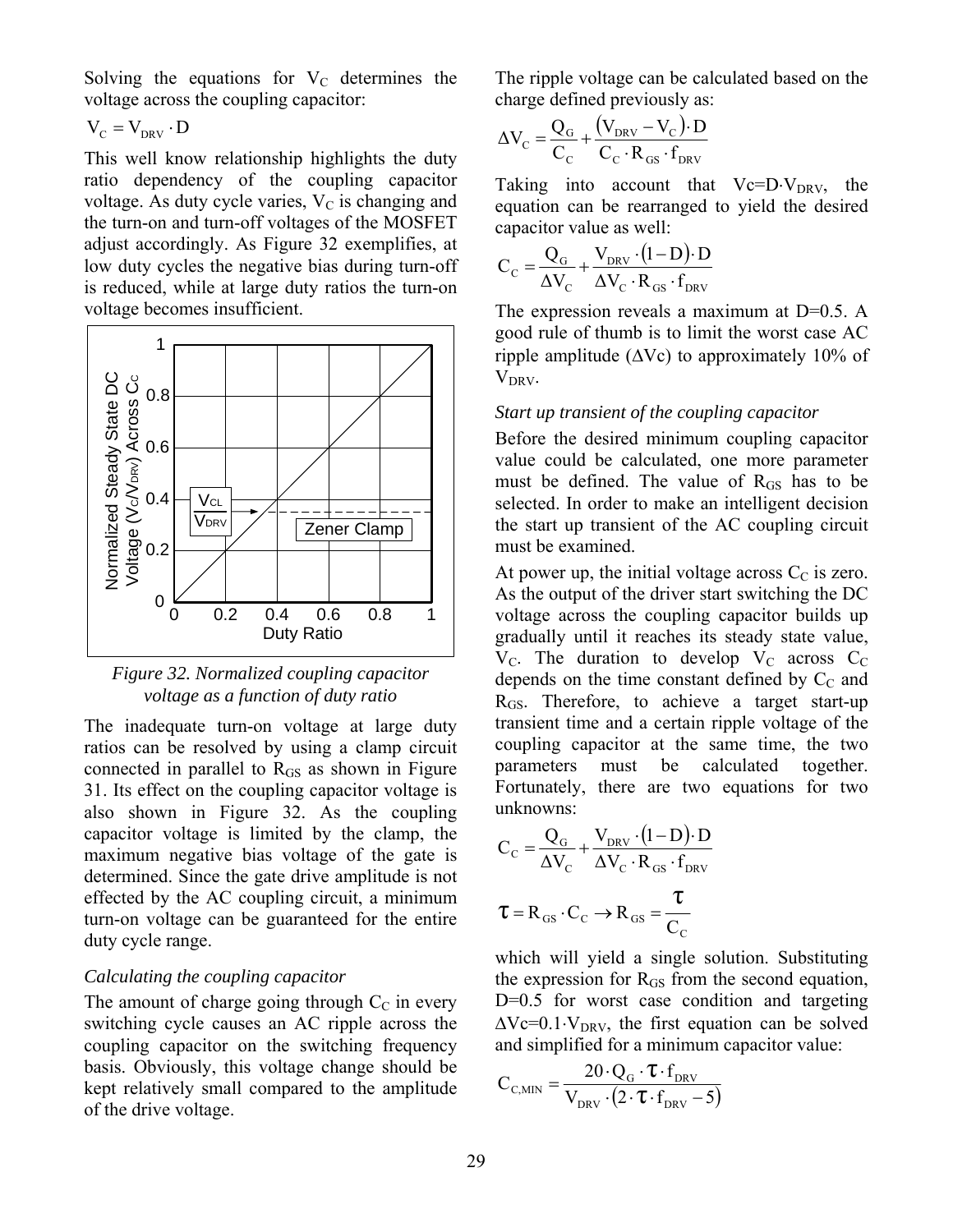Solving the equations for $V_C$ determines the voltage across the coupling capacitor:

$$V_C = V_{DRV} \cdot D$$

This well know relationship highlights the duty ratio dependency of the coupling capacitor voltage. As duty cycle varies, $V_C$ is changing and the turn-on and turn-off voltages of the MOSFET adjust accordingly. As Figure 32 exemplifies, at low duty cycles the negative bias during turn-off is reduced, while at large duty ratios the turn-on voltage becomes insufficient.

*Figure 32. Normalized coupling capacitor voltage as a function of duty ratio*

The inadequate turn-on voltage at large duty ratios can be resolved by using a clamp circuit connected in parallel to $R_{GS}$ as shown in Figure 31. Its effect on the coupling capacitor voltage is also shown in Figure 32. As the coupling capacitor voltage is limited by the clamp, the maximum negative bias voltage of the gate is determined. Since the gate drive amplitude is not effected by the AC coupling circuit, a minimum turn-on voltage can be guaranteed for the entire duty cycle range.

*Calculating the coupling capacitor*

The amount of charge going through $C_C$ in every switching cycle causes an AC ripple across the coupling capacitor on the switching frequency basis. Obviously, this voltage change should be kept relatively small compared to the amplitude of the drive voltage.

The ripple voltage can be calculated based on the charge defined previously as:

$$\Delta V_C = \frac{Q_G}{C_C} + \frac{(V_{DRV} - V_C) \cdot D}{C_C \cdot R_{GS} \cdot f_{DRV}}$$

Taking into account that $V_C = D \cdot V_{DRV}$, the equation can be rearranged to yield the desired capacitor value as well:

$$C_C = \frac{Q_G}{\Delta V_C} + \frac{V_{DRV} \cdot (1-D) \cdot D}{\Delta V_C \cdot R_{GS} \cdot f_{DRV}}$$

The expression reveals a maximum at D=0.5. A good rule of thumb is to limit the worst case AC ripple amplitude ($\Delta V_C$) to approximately 10% of $V_{DRV}$.

*Start up transient of the coupling capacitor*

Before the desired minimum coupling capacitor value could be calculated, one more parameter must be defined. The value of $R_{GS}$ has to be selected. In order to make an intelligent decision the start up transient of the AC coupling circuit must be examined.

At power up, the initial voltage across $C_C$ is zero. As the output of the driver start switching the DC voltage across the coupling capacitor builds up gradually until it reaches its steady state value, $V_C$. The duration to develop $V_C$ across $C_C$ depends on the time constant defined by $C_C$ and $R_{GS}$. Therefore, to achieve a target start-up transient time and a certain ripple voltage of the coupling capacitor at the same time, the two parameters must be calculated together. Fortunately, there are two equations for two unknowns:

$$C_C = \frac{Q_G}{\Delta V_C} + \frac{V_{DRV} \cdot (1-D) \cdot D}{\Delta V_C \cdot R_{GS} \cdot f_{DRV}}$$

$$\tau = R_{GS} \cdot C_C \rightarrow R_{GS} = \frac{\tau}{C_C}$$

which will yield a single solution. Substituting the expression for $R_{GS}$ from the second equation, D=0.5 for worst case condition and targeting $\Delta V_C = 0.1 \cdot V_{DRV}$, the first equation can be solved and simplified for a minimum capacitor value:

$$C_{C,MIN} = \frac{20 \cdot Q_G \cdot \tau \cdot f_{DRV}}{V_{DRV} \cdot (2 \cdot \tau \cdot f_{DRV} - 5)}$$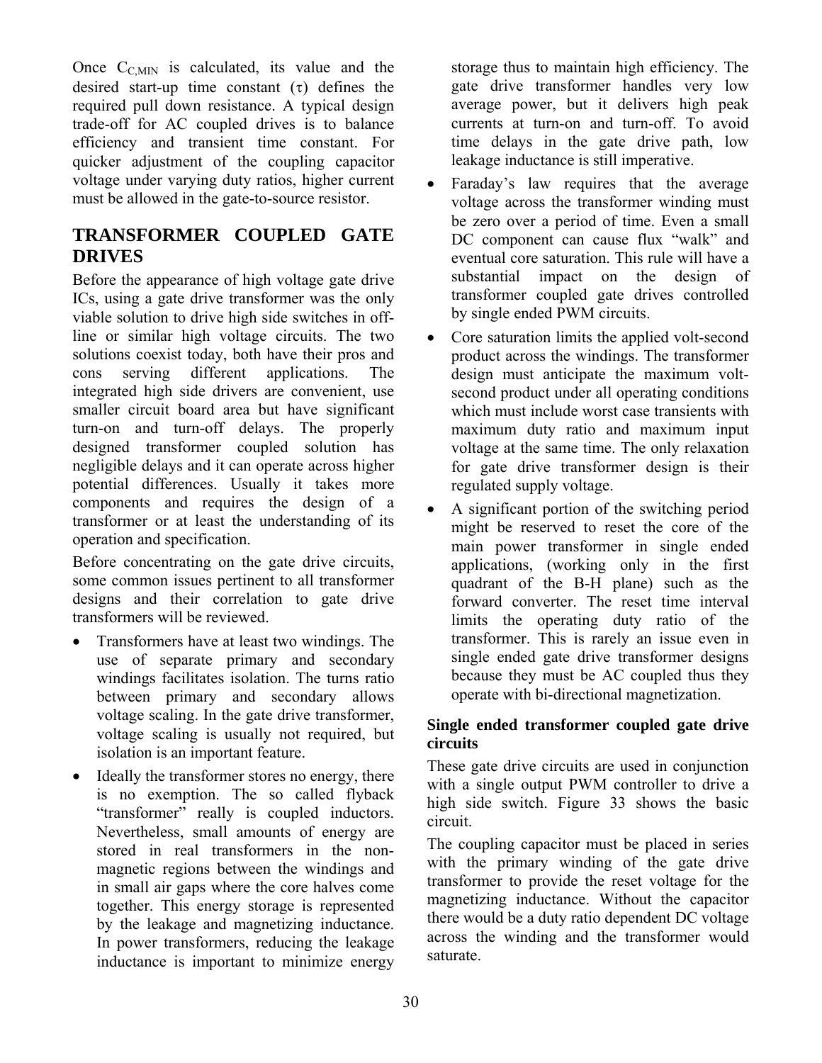Once $C_{C,MIN}$ is calculated, its value and the desired start-up time constant ($\tau$) defines the required pull down resistance. A typical design trade-off for AC coupled drives is to balance efficiency and transient time constant. For quicker adjustment of the coupling capacitor voltage under varying duty ratios, higher current must be allowed in the gate-to-source resistor.

## TRANSFORMER COUPLED GATE DRIVES

Before the appearance of high voltage gate drive ICs, using a gate drive transformer was the only viable solution to drive high side switches in off-line or similar high voltage circuits. The two solutions coexist today, both have their pros and cons serving different applications. The integrated high side drivers are convenient, use smaller circuit board area but have significant turn-on and turn-off delays. The properly designed transformer coupled solution has negligible delays and it can operate across higher potential differences. Usually it takes more components and requires the design of a transformer or at least the understanding of its operation and specification.

Before concentrating on the gate drive circuits, some common issues pertinent to all transformer designs and their correlation to gate drive transformers will be reviewed.

- Transformers have at least two windings. The use of separate primary and secondary windings facilitates isolation. The turns ratio between primary and secondary allows voltage scaling. In the gate drive transformer, voltage scaling is usually not required, but isolation is an important feature.
- Ideally the transformer stores no energy, there is no exemption. The so called flyback "transformer" really is coupled inductors. Nevertheless, small amounts of energy are stored in real transformers in the non-magnetic regions between the windings and in small air gaps where the core halves come together. This energy storage is represented by the leakage and magnetizing inductance. In power transformers, reducing the leakage inductance is important to minimize energy storage thus to maintain high efficiency. The gate drive transformer handles very low average power, but it delivers high peak currents at turn-on and turn-off. To avoid time delays in the gate drive path, low leakage inductance is still imperative.
- Faraday's law requires that the average voltage across the transformer winding must be zero over a period of time. Even a small DC component can cause flux "walk" and eventual core saturation. This rule will have a substantial impact on the design of transformer coupled gate drives controlled by single ended PWM circuits.
- Core saturation limits the applied volt-second product across the windings. The transformer design must anticipate the maximum volt-second product under all operating conditions which must include worst case transients with maximum duty ratio and maximum input voltage at the same time. The only relaxation for gate drive transformer design is their regulated supply voltage.
- A significant portion of the switching period might be reserved to reset the core of the main power transformer in single ended applications, (working only in the first quadrant of the B-H plane) such as the forward converter. The reset time interval limits the operating duty ratio of the transformer. This is rarely an issue even in single ended gate drive transformer designs because they must be AC coupled thus they operate with bi-directional magnetization.

### Single ended transformer coupled gate drive circuits

These gate drive circuits are used in conjunction with a single output PWM controller to drive a high side switch. Figure 33 shows the basic circuit.

The coupling capacitor must be placed in series with the primary winding of the gate drive transformer to provide the reset voltage for the magnetizing inductance. Without the capacitor there would be a duty ratio dependent DC voltage across the winding and the transformer would saturate.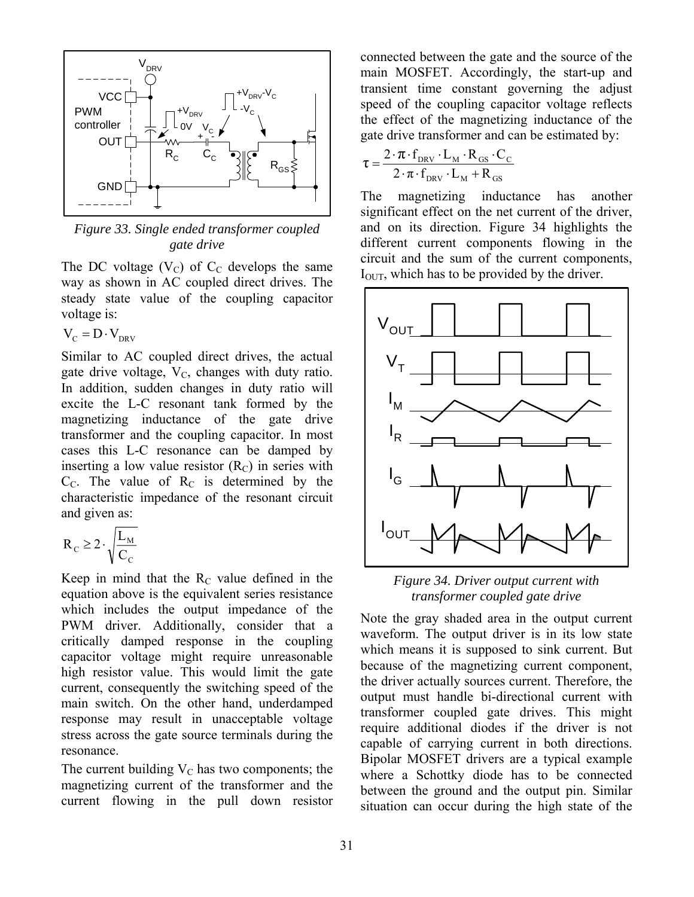*Figure 33. Single ended transformer coupled gate drive*

The DC voltage ($V_C$) of $C_C$ develops the same way as shown in AC coupled direct drives. The steady state value of the coupling capacitor voltage is:

$$V_C = D \cdot V_{DRV}$$

Similar to AC coupled direct drives, the actual gate drive voltage, $V_C$, changes with duty ratio. In addition, sudden changes in duty ratio will excite the L-C resonant tank formed by the magnetizing inductance of the gate drive transformer and the coupling capacitor. In most cases this L-C resonance can be damped by inserting a low value resistor ($R_C$) in series with $C_C$. The value of $R_C$ is determined by the characteristic impedance of the resonant circuit and given as:

$$R_C \geq 2 \cdot \sqrt{\frac{L_M}{C_C}}$$

Keep in mind that the $R_C$ value defined in the equation above is the equivalent series resistance which includes the output impedance of the PWM driver. Additionally, consider that a critically damped response in the coupling capacitor voltage might require unreasonable high resistor value. This would limit the gate current, consequently the switching speed of the main switch. On the other hand, underdamped response may result in unacceptable voltage stress across the gate source terminals during the resonance.

The current building $V_C$ has two components; the magnetizing current of the transformer and the current flowing in the pull down resistor connected between the gate and the source of the main MOSFET. Accordingly, the start-up and transient time constant governing the adjust speed of the coupling capacitor voltage reflects the effect of the magnetizing inductance of the gate drive transformer and can be estimated by:

$$\tau = \frac{2 \cdot \pi \cdot f_{DRV} \cdot L_M \cdot R_{GS} \cdot C_C}{2 \cdot \pi \cdot f_{DRV} \cdot L_M + R_{GS}}$$

The magnetizing inductance has another significant effect on the net current of the driver, and on its direction. Figure 34 highlights the different current components flowing in the circuit and the sum of the current components, $I_{OUT}$, which has to be provided by the driver.

*Figure 34. Driver output current with transformer coupled gate drive*

Note the gray shaded area in the output current waveform. The output driver is in its low state which means it is supposed to sink current. But because of the magnetizing current component, the driver actually sources current. Therefore, the output must handle bi-directional current with transformer coupled gate drives. This might require additional diodes if the driver is not capable of carrying current in both directions. Bipolar MOSFET drivers are a typical example where a Schottky diode has to be connected between the ground and the output pin. Similar situation can occur during the high state of the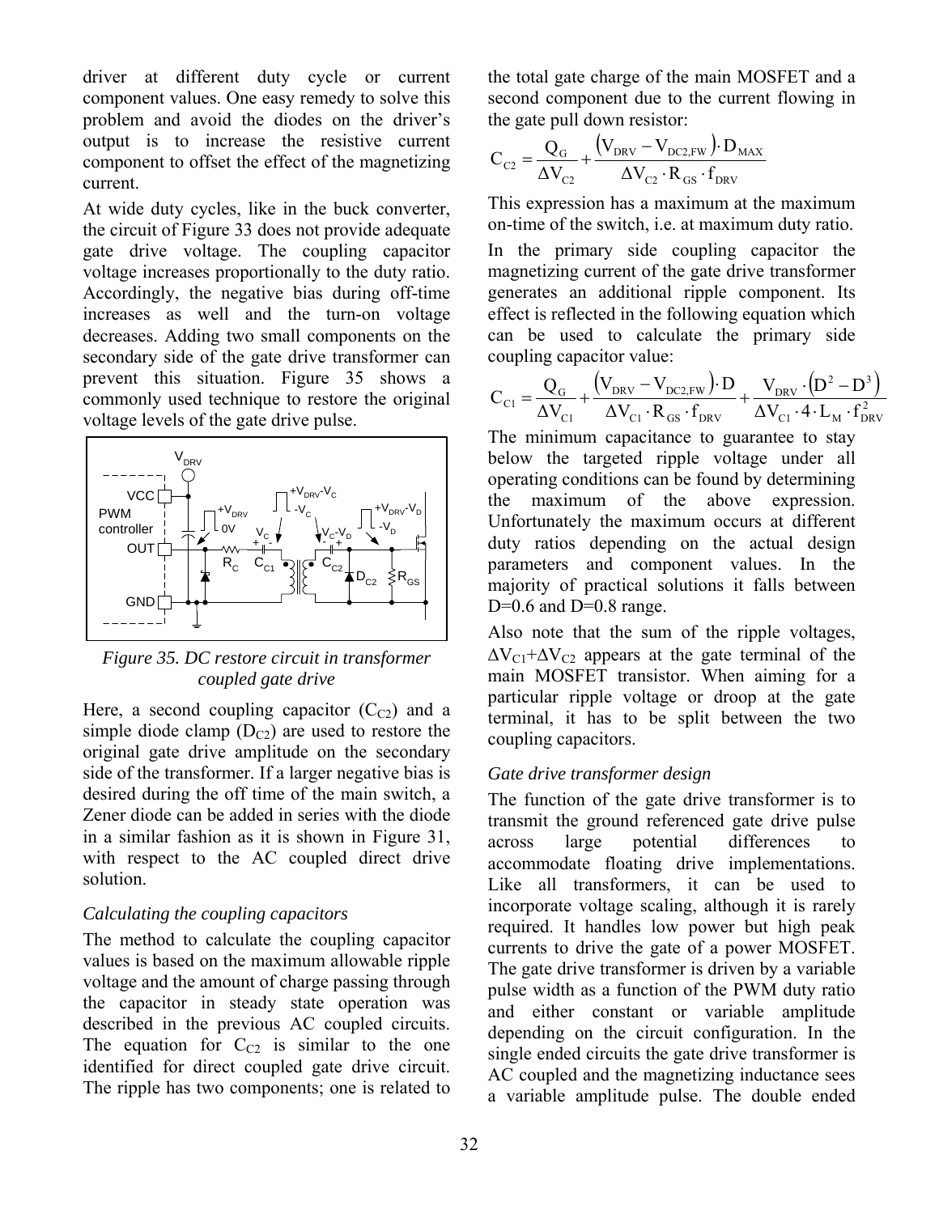driver at different duty cycle or current component values. One easy remedy to solve this problem and avoid the diodes on the driver's output is to increase the resistive current component to offset the effect of the magnetizing current.

At wide duty cycles, like in the buck converter, the circuit of Figure 33 does not provide adequate gate drive voltage. The coupling capacitor voltage increases proportionally to the duty ratio. Accordingly, the negative bias during off-time increases as well and the turn-on voltage decreases. Adding two small components on the secondary side of the gate drive transformer can prevent this situation. Figure 35 shows a commonly used technique to restore the original voltage levels of the gate drive pulse.

*Figure 35. DC restore circuit in transformer coupled gate drive*

Here, a second coupling capacitor ($C_{C2}$) and a simple diode clamp ($D_{C2}$) are used to restore the original gate drive amplitude on the secondary side of the transformer. If a larger negative bias is desired during the off time of the main switch, a Zener diode can be added in series with the diode in a similar fashion as it is shown in Figure 31, with respect to the AC coupled direct drive solution.

### *Calculating the coupling capacitors*

The method to calculate the coupling capacitor values is based on the maximum allowable ripple voltage and the amount of charge passing through the capacitor in steady state operation was described in the previous AC coupled circuits. The equation for $C_{C2}$ is similar to the one identified for direct coupled gate drive circuit. The ripple has two components; one is related to the total gate charge of the main MOSFET and a second component due to the current flowing in the gate pull down resistor:

$$C_{C2} = \frac{Q_G}{\Delta V_{C2}} + \frac{\left(V_{DRV} - V_{DC2,FW}\right) \cdot D_{MAX}}{\Delta V_{C2} \cdot R_{GS} \cdot f_{DRV}}$$

This expression has a maximum at the maximum on-time of the switch, i.e. at maximum duty ratio.

In the primary side coupling capacitor the magnetizing current of the gate drive transformer generates an additional ripple component. Its effect is reflected in the following equation which can be used to calculate the primary side coupling capacitor value:

$$C_{C1} = \frac{Q_G}{\Delta V_{C1}} + \frac{\left(V_{DRV} - V_{DC2,FW}\right) \cdot D}{\Delta V_{C1} \cdot R_{GS} \cdot f_{DRV}} + \frac{V_{DRV} \cdot \left(D^2 - D^3\right)}{\Delta V_{C1} \cdot 4 \cdot L_M \cdot f_{DRV}^2}$$

The minimum capacitance to guarantee to stay below the targeted ripple voltage under all operating conditions can be found by determining the maximum of the above expression. Unfortunately the maximum occurs at different duty ratios depending on the actual design parameters and component values. In the majority of practical solutions it falls between D=0.6 and D=0.8 range.

Also note that the sum of the ripple voltages, $\Delta V_{C1}+\Delta V_{C2}$ appears at the gate terminal of the main MOSFET transistor. When aiming for a particular ripple voltage or droop at the gate terminal, it has to be split between the two coupling capacitors.

### *Gate drive transformer design*

The function of the gate drive transformer is to transmit the ground referenced gate drive pulse across large potential differences to accommodate floating drive implementations. Like all transformers, it can be used to incorporate voltage scaling, although it is rarely required. It handles low power but high peak currents to drive the gate of a power MOSFET. The gate drive transformer is driven by a variable pulse width as a function of the PWM duty ratio and either constant or variable amplitude depending on the circuit configuration. In the single ended circuits the gate drive transformer is AC coupled and the magnetizing inductance sees a variable amplitude pulse. The double ended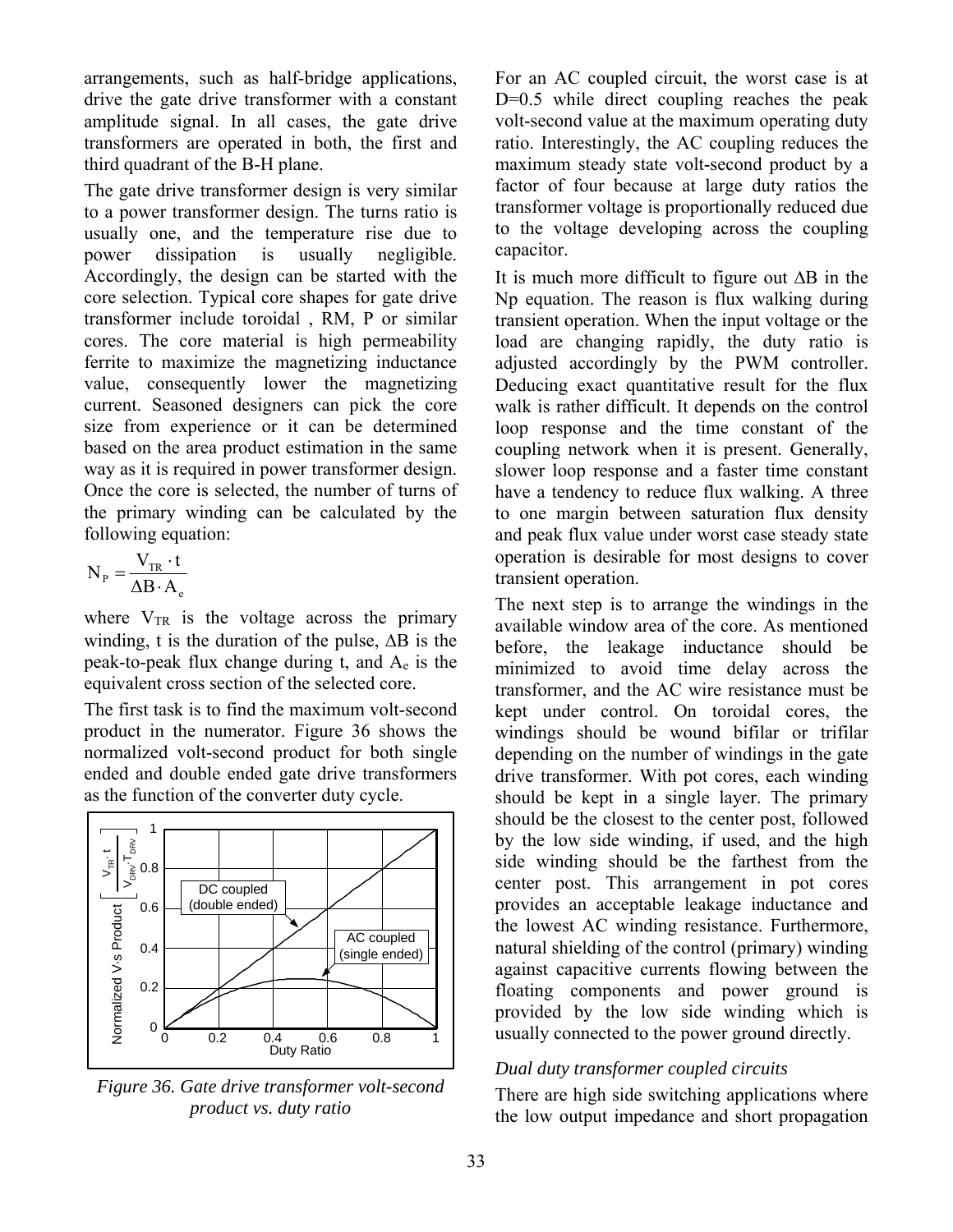arrangements, such as half-bridge applications, drive the gate drive transformer with a constant amplitude signal. In all cases, the gate drive transformers are operated in both, the first and third quadrant of the B-H plane.

The gate drive transformer design is very similar to a power transformer design. The turns ratio is usually one, and the temperature rise due to power dissipation is usually negligible. Accordingly, the design can be started with the core selection. Typical core shapes for gate drive transformer include toroidal , RM, P or similar cores. The core material is high permeability ferrite to maximize the magnetizing inductance value, consequently lower the magnetizing current. Seasoned designers can pick the core size from experience or it can be determined based on the area product estimation in the same way as it is required in power transformer design. Once the core is selected, the number of turns of the primary winding can be calculated by the following equation:

$$N_P = \frac{V_{TR} \cdot t}{\Delta B \cdot A_e}$$

where $V_{TR}$ is the voltage across the primary winding, t is the duration of the pulse, $\Delta B$ is the peak-to-peak flux change during t, and $A_e$ is the equivalent cross section of the selected core.

The first task is to find the maximum volt-second product in the numerator. Figure 36 shows the normalized volt-second product for both single ended and double ended gate drive transformers as the function of the converter duty cycle.

*Figure 36. Gate drive transformer volt-second product vs. duty ratio*

For an AC coupled circuit, the worst case is at D=0.5 while direct coupling reaches the peak volt-second value at the maximum operating duty ratio. Interestingly, the AC coupling reduces the maximum steady state volt-second product by a factor of four because at large duty ratios the transformer voltage is proportionally reduced due to the voltage developing across the coupling capacitor.

It is much more difficult to figure out $\Delta B$ in the Np equation. The reason is flux walking during transient operation. When the input voltage or the load are changing rapidly, the duty ratio is adjusted accordingly by the PWM controller. Deducing exact quantitative result for the flux walk is rather difficult. It depends on the control loop response and the time constant of the coupling network when it is present. Generally, slower loop response and a faster time constant have a tendency to reduce flux walking. A three to one margin between saturation flux density and peak flux value under worst case steady state operation is desirable for most designs to cover transient operation.

The next step is to arrange the windings in the available window area of the core. As mentioned before, the leakage inductance should be minimized to avoid time delay across the transformer, and the AC wire resistance must be kept under control. On toroidal cores, the windings should be wound bifilar or trifilar depending on the number of windings in the gate drive transformer. With pot cores, each winding should be kept in a single layer. The primary should be the closest to the center post, followed by the low side winding, if used, and the high side winding should be the farthest from the center post. This arrangement in pot cores provides an acceptable leakage inductance and the lowest AC winding resistance. Furthermore, natural shielding of the control (primary) winding against capacitive currents flowing between the floating components and power ground is provided by the low side winding which is usually connected to the power ground directly.

### *Dual duty transformer coupled circuits*

There are high side switching applications where the low output impedance and short propagation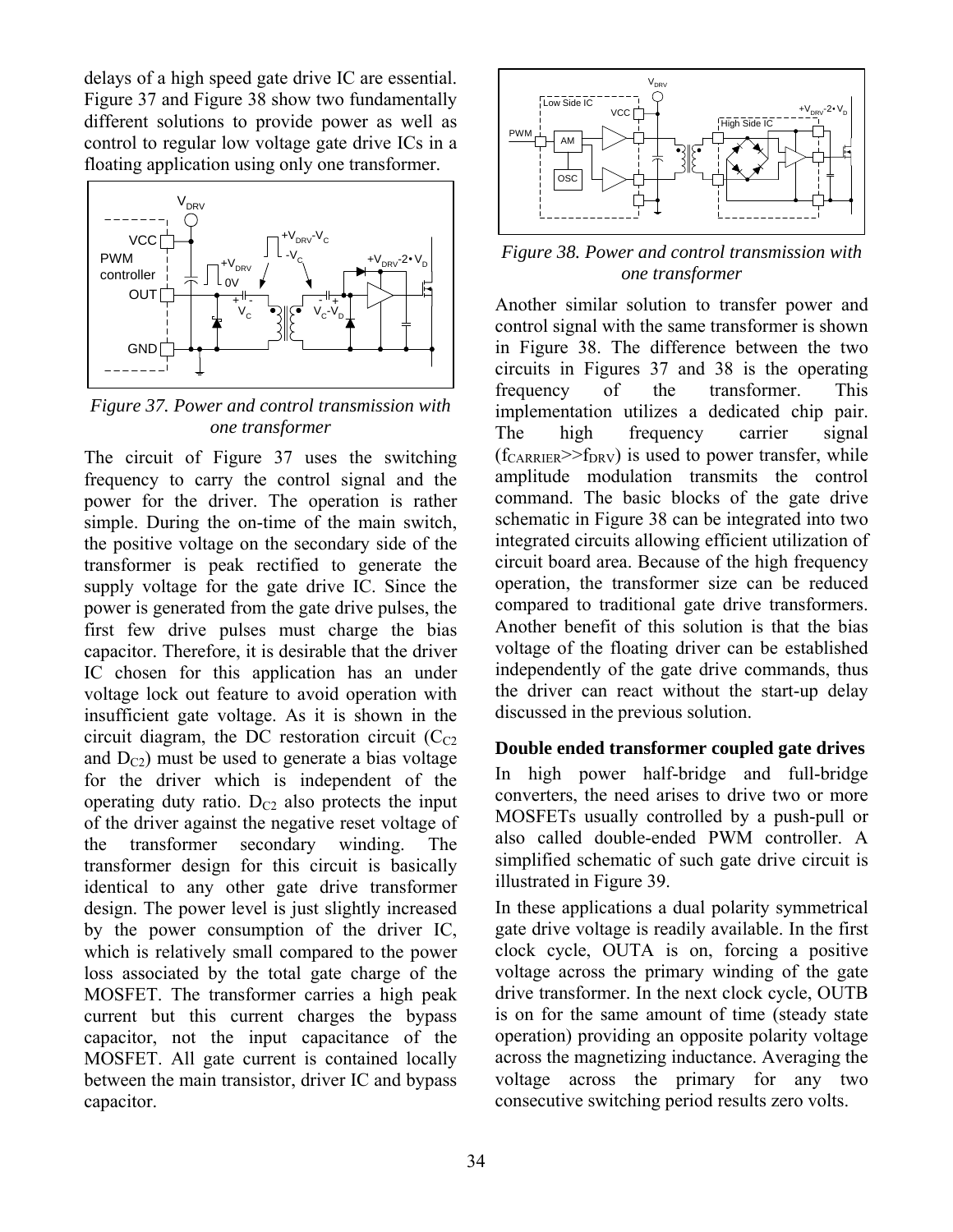delays of a high speed gate drive IC are essential. Figure 37 and Figure 38 show two fundamentally different solutions to provide power as well as control to regular low voltage gate drive ICs in a floating application using only one transformer.

*Figure 37. Power and control transmission with one transformer*

The circuit of Figure 37 uses the switching frequency to carry the control signal and the power for the driver. The operation is rather simple. During the on-time of the main switch, the positive voltage on the secondary side of the transformer is peak rectified to generate the supply voltage for the gate drive IC. Since the power is generated from the gate drive pulses, the first few drive pulses must charge the bias capacitor. Therefore, it is desirable that the driver IC chosen for this application has an under voltage lock out feature to avoid operation with insufficient gate voltage. As it is shown in the circuit diagram, the DC restoration circuit ($C_{C2}$ and $D_{C2}$) must be used to generate a bias voltage for the driver which is independent of the operating duty ratio. $D_{C2}$ also protects the input of the driver against the negative reset voltage of the transformer secondary winding. The transformer design for this circuit is basically identical to any other gate drive transformer design. The power level is just slightly increased by the power consumption of the driver IC, which is relatively small compared to the power loss associated by the total gate charge of the MOSFET. The transformer carries a high peak current but this current charges the bypass capacitor, not the input capacitance of the MOSFET. All gate current is contained locally between the main transistor, driver IC and bypass capacitor.

*Figure 38. Power and control transmission with one transformer*

Another similar solution to transfer power and control signal with the same transformer is shown in Figure 38. The difference between the two circuits in Figures 37 and 38 is the operating frequency of the transformer. This implementation utilizes a dedicated chip pair. The high frequency carrier signal ($f_{CARRIER}>>f_{DRV}$) is used to power transfer, while amplitude modulation transmits the control command. The basic blocks of the gate drive schematic in Figure 38 can be integrated into two integrated circuits allowing efficient utilization of circuit board area. Because of the high frequency operation, the transformer size can be reduced compared to traditional gate drive transformers. Another benefit of this solution is that the bias voltage of the floating driver can be established independently of the gate drive commands, thus the driver can react without the start-up delay discussed in the previous solution.

**Double ended transformer coupled gate drives**

In high power half-bridge and full-bridge converters, the need arises to drive two or more MOSFETs usually controlled by a push-pull or also called double-ended PWM controller. A simplified schematic of such gate drive circuit is illustrated in Figure 39.

In these applications a dual polarity symmetrical gate drive voltage is readily available. In the first clock cycle, OUTA is on, forcing a positive voltage across the primary winding of the gate drive transformer. In the next clock cycle, OUTB is on for the same amount of time (steady state operation) providing an opposite polarity voltage across the magnetizing inductance. Averaging the voltage across the primary for any two consecutive switching period results zero volts.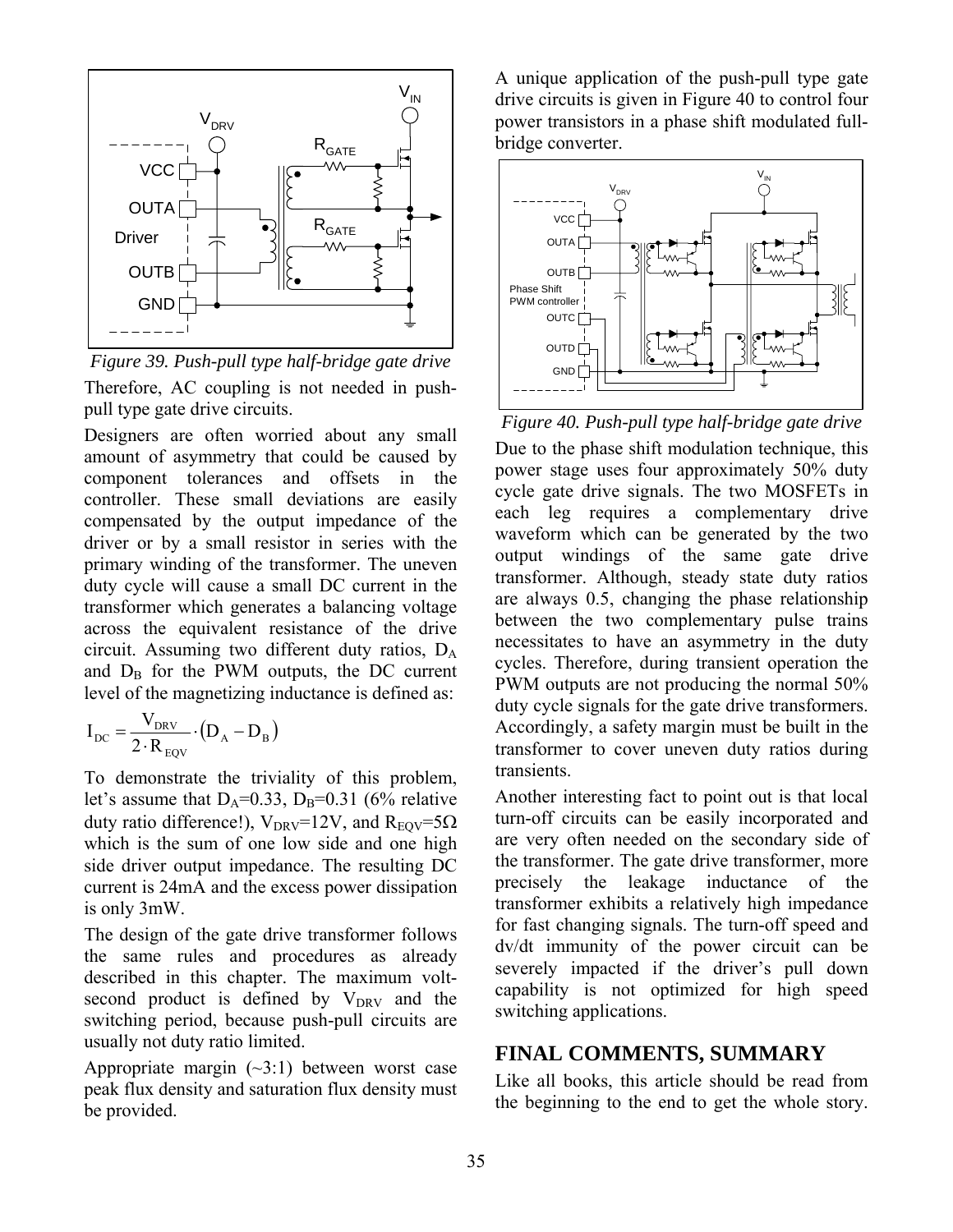*Figure 39. Push-pull type half-bridge gate drive*

Therefore, AC coupling is not needed in push-pull type gate drive circuits.

Designers are often worried about any small amount of asymmetry that could be caused by component tolerances and offsets in the controller. These small deviations are easily compensated by the output impedance of the driver or by a small resistor in series with the primary winding of the transformer. The uneven duty cycle will cause a small DC current in the transformer which generates a balancing voltage across the equivalent resistance of the drive circuit. Assuming two different duty ratios, $D_A$ and $D_B$ for the PWM outputs, the DC current level of the magnetizing inductance is defined as:

$$I_{DC} = \frac{V_{DRV}}{2 \cdot R_{EQV}} \cdot (D_A - D_B)$$

To demonstrate the triviality of this problem, let's assume that $D_A$=0.33, $D_B$=0.31 (6% relative duty ratio difference!), $V_{DRV}$=12V, and $R_{EQV}$=5Ω which is the sum of one low side and one high side driver output impedance. The resulting DC current is 24mA and the excess power dissipation is only 3mW.

The design of the gate drive transformer follows the same rules and procedures as already described in this chapter. The maximum volt-second product is defined by $V_{DRV}$ and the switching period, because push-pull circuits are usually not duty ratio limited.

Appropriate margin (~3:1) between worst case peak flux density and saturation flux density must be provided.

A unique application of the push-pull type gate drive circuits is given in Figure 40 to control four power transistors in a phase shift modulated full-bridge converter.

*Figure 40. Push-pull type half-bridge gate drive*

Due to the phase shift modulation technique, this power stage uses four approximately 50% duty cycle gate drive signals. The two MOSFETs in each leg requires a complementary drive waveform which can be generated by the two output windings of the same gate drive transformer. Although, steady state duty ratios are always 0.5, changing the phase relationship between the two complementary pulse trains necessitates to have an asymmetry in the duty cycles. Therefore, during transient operation the PWM outputs are not producing the normal 50% duty cycle signals for the gate drive transformers. Accordingly, a safety margin must be built in the transformer to cover uneven duty ratios during transients.

Another interesting fact to point out is that local turn-off circuits can be easily incorporated and are very often needed on the secondary side of the transformer. The gate drive transformer, more precisely the leakage inductance of the transformer exhibits a relatively high impedance for fast changing signals. The turn-off speed and dv/dt immunity of the power circuit can be severely impacted if the driver's pull down capability is not optimized for high speed switching applications.

## FINAL COMMENTS, SUMMARY

Like all books, this article should be read from the beginning to the end to get the whole story.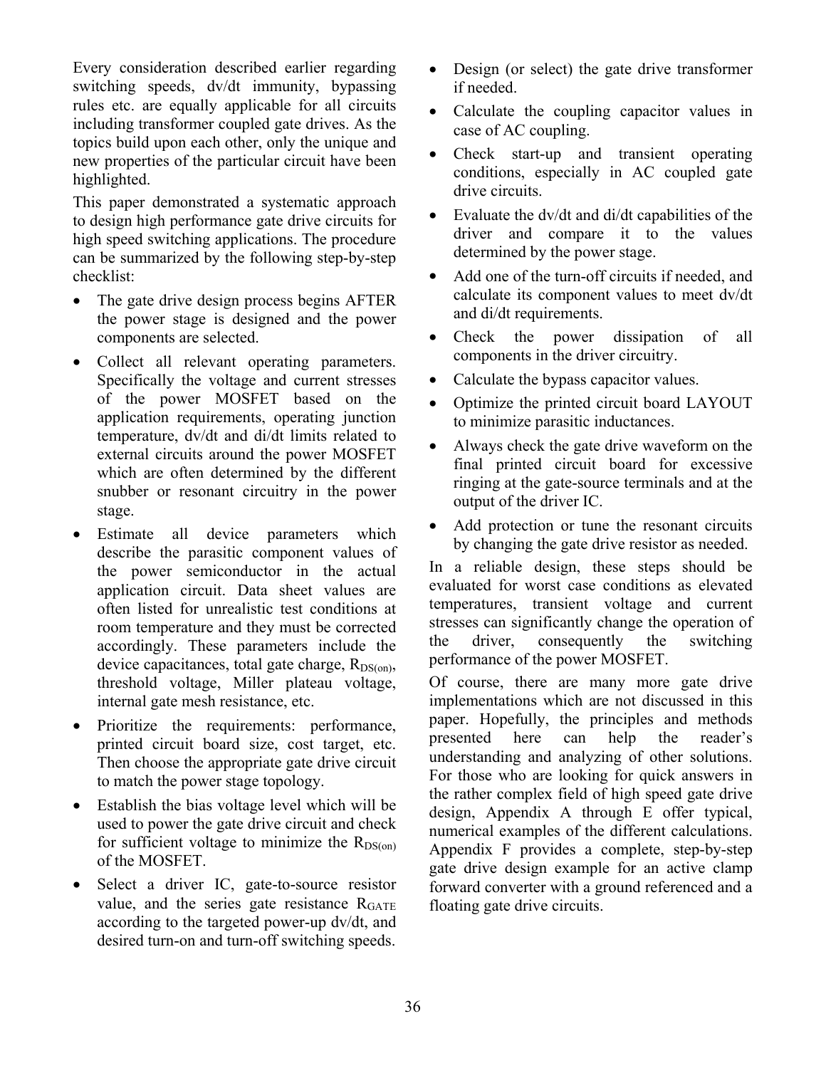Every consideration described earlier regarding switching speeds, dv/dt immunity, bypassing rules etc. are equally applicable for all circuits including transformer coupled gate drives. As the topics build upon each other, only the unique and new properties of the particular circuit have been highlighted.

This paper demonstrated a systematic approach to design high performance gate drive circuits for high speed switching applications. The procedure can be summarized by the following step-by-step checklist:

- The gate drive design process begins AFTER the power stage is designed and the power components are selected.
- Collect all relevant operating parameters. Specifically the voltage and current stresses of the power MOSFET based on the application requirements, operating junction temperature, dv/dt and di/dt limits related to external circuits around the power MOSFET which are often determined by the different snubber or resonant circuitry in the power stage.
- Estimate all device parameters which describe the parasitic component values of the power semiconductor in the actual application circuit. Data sheet values are often listed for unrealistic test conditions at room temperature and they must be corrected accordingly. These parameters include the device capacitances, total gate charge, $R_{DS(on)}$, threshold voltage, Miller plateau voltage, internal gate mesh resistance, etc.
- Prioritize the requirements: performance, printed circuit board size, cost target, etc. Then choose the appropriate gate drive circuit to match the power stage topology.
- Establish the bias voltage level which will be used to power the gate drive circuit and check for sufficient voltage to minimize the $R_{DS(on)}$ of the MOSFET.
- Select a driver IC, gate-to-source resistor value, and the series gate resistance $R_{GATE}$ according to the targeted power-up dv/dt, and desired turn-on and turn-off switching speeds.
- Design (or select) the gate drive transformer if needed.
- Calculate the coupling capacitor values in case of AC coupling.
- Check start-up and transient operating conditions, especially in AC coupled gate drive circuits.
- Evaluate the dv/dt and di/dt capabilities of the driver and compare it to the values determined by the power stage.
- Add one of the turn-off circuits if needed, and calculate its component values to meet dv/dt and di/dt requirements.
- Check the power dissipation of all components in the driver circuitry.
- Calculate the bypass capacitor values.
- Optimize the printed circuit board LAYOUT to minimize parasitic inductances.
- Always check the gate drive waveform on the final printed circuit board for excessive ringing at the gate-source terminals and at the output of the driver IC.
- Add protection or tune the resonant circuits by changing the gate drive resistor as needed.

In a reliable design, these steps should be evaluated for worst case conditions as elevated temperatures, transient voltage and current stresses can significantly change the operation of the driver, consequently the switching performance of the power MOSFET.

Of course, there are many more gate drive implementations which are not discussed in this paper. Hopefully, the principles and methods presented here can help the reader's understanding and analyzing of other solutions. For those who are looking for quick answers in the rather complex field of high speed gate drive design, Appendix A through E offer typical, numerical examples of the different calculations. Appendix F provides a complete, step-by-step gate drive design example for an active clamp forward converter with a ground referenced and a floating gate drive circuits.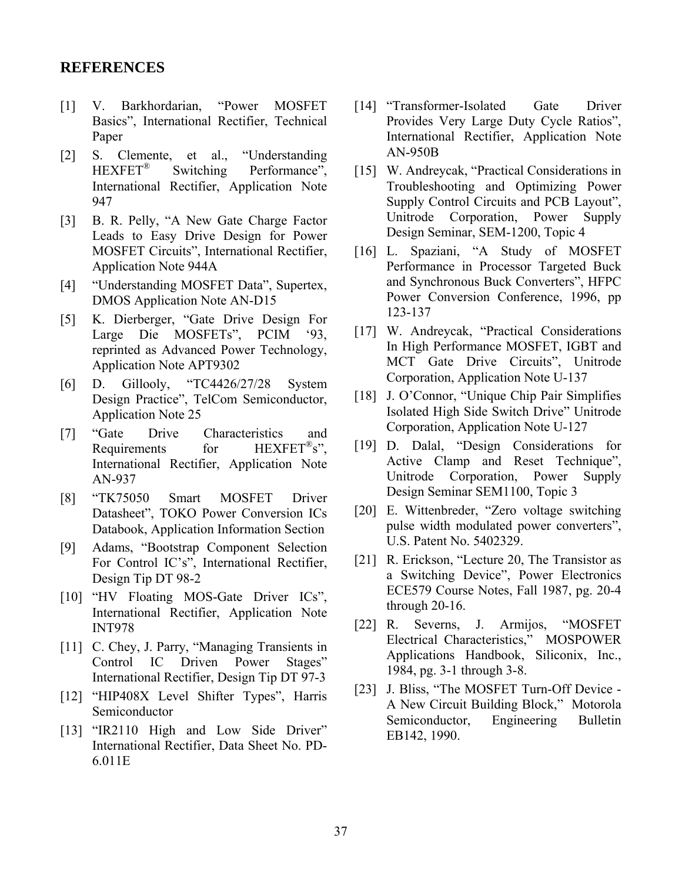## REFERENCES

[1] V. Barkhordarian, "Power MOSFET Basics", International Rectifier, Technical Paper

[2] S. Clemente, et al., "Understanding HEXFET® Switching Performance", International Rectifier, Application Note 947

[3] B. R. Pelly, "A New Gate Charge Factor Leads to Easy Drive Design for Power MOSFET Circuits", International Rectifier, Application Note 944A

[4] "Understanding MOSFET Data", Supertex, DMOS Application Note AN-D15

[5] K. Dierberger, "Gate Drive Design For Large Die MOSFETs", PCIM '93, reprinted as Advanced Power Technology, Application Note APT9302

[6] D. Gillooly, "TC4426/27/28 System Design Practice", TelCom Semiconductor, Application Note 25

[7] "Gate Drive Characteristics and Requirements for HEXFET®s", International Rectifier, Application Note AN-937

[8] "TK75050 Smart MOSFET Driver Datasheet", TOKO Power Conversion ICs Databook, Application Information Section

[9] Adams, "Bootstrap Component Selection For Control IC's", International Rectifier, Design Tip DT 98-2

[10] "HV Floating MOS-Gate Driver ICs", International Rectifier, Application Note INT978

[11] C. Chey, J. Parry, "Managing Transients in Control IC Driven Power Stages" International Rectifier, Design Tip DT 97-3

[12] "HIP408X Level Shifter Types", Harris Semiconductor

[13] "IR2110 High and Low Side Driver" International Rectifier, Data Sheet No. PD-6.011E

[14] "Transformer-Isolated Gate Driver Provides Very Large Duty Cycle Ratios", International Rectifier, Application Note AN-950B

[15] W. Andreycak, "Practical Considerations in Troubleshooting and Optimizing Power Supply Control Circuits and PCB Layout", Unitrode Corporation, Power Supply Design Seminar, SEM-1200, Topic 4

[16] L. Spaziani, "A Study of MOSFET Performance in Processor Targeted Buck and Synchronous Buck Converters", HFPC Power Conversion Conference, 1996, pp 123-137

[17] W. Andreycak, "Practical Considerations In High Performance MOSFET, IGBT and MCT Gate Drive Circuits", Unitrode Corporation, Application Note U-137

[18] J. O'Connor, "Unique Chip Pair Simplifies Isolated High Side Switch Drive" Unitrode Corporation, Application Note U-127

[19] D. Dalal, "Design Considerations for Active Clamp and Reset Technique", Unitrode Corporation, Power Supply Design Seminar SEM1100, Topic 3

[20] E. Wittenbreder, "Zero voltage switching pulse width modulated power converters", U.S. Patent No. 5402329.

[21] R. Erickson, "Lecture 20, The Transistor as a Switching Device", Power Electronics ECE579 Course Notes, Fall 1987, pg. 20-4 through 20-16.

[22] R. Severns, J. Armijos, "MOSFET Electrical Characteristics," MOSPOWER Applications Handbook, Siliconix, Inc., 1984, pg. 3-1 through 3-8.

[23] J. Bliss, "The MOSFET Turn-Off Device - A New Circuit Building Block," Motorola Semiconductor, Engineering Bulletin EB142, 1990.